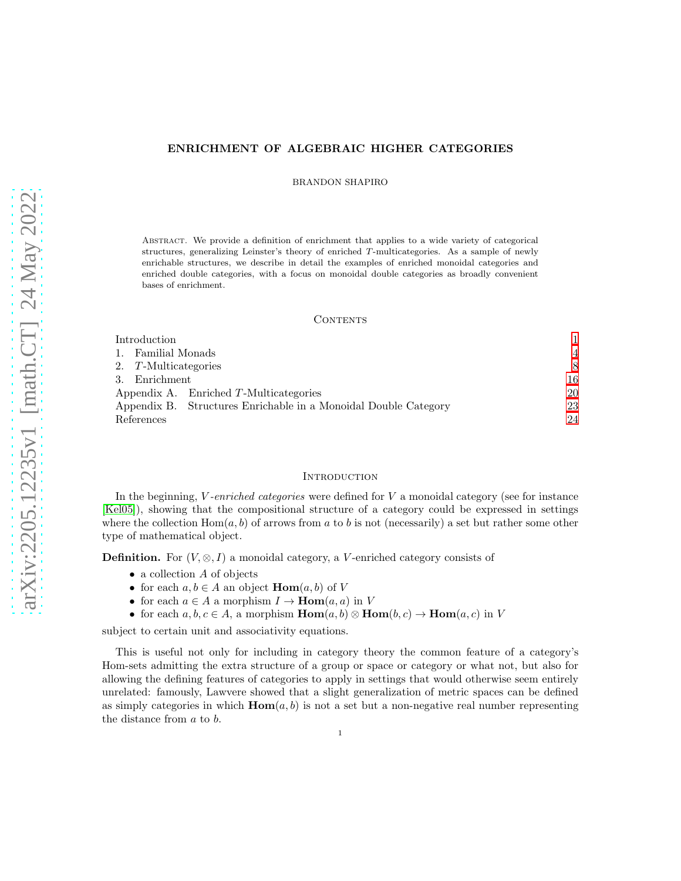# ENRICHMENT OF ALGEBRAIC HIGHER CATEGORIES

BRANDON SHAPIRO

Abstract. We provide a definition of enrichment that applies to a wide variety of categorical structures, generalizing Leinster's theory of enriched $T$-multicategories. As a sample of newly enrichable structures, we describe in detail the examples of enriched monoidal categories and enriched double categories, with a focus on monoidal double categories as broadly convenient bases of enrichment.

## Contents

| | |
|---|---|
| Introduction | 1 |
| 1. Familial Monads | 4 |
| 2. $T$-Multicategories | 8 |
| 3. Enrichment | 16 |
| Appendix A. Enriched $T$-Multicategories | 20 |
| Appendix B. Structures Enrichable in a Monoidal Double Category | 23 |
| References | 24 |

## Introduction

In the beginning, *$V$-enriched categories* were defined for $V$ a monoidal category (see for instance [Kel05]), showing that the compositional structure of a category could be expressed in settings where the collection $\mathrm{Hom}(a, b)$ of arrows from $a$ to $b$ is not (necessarily) a set but rather some other type of mathematical object.

**Definition.** For $(V, \otimes, I)$ a monoidal category, a $V$-enriched category consists of

- a collection $A$ of objects
- for each $a, b \in A$ an object $\mathbf{Hom}(a, b)$ of $V$
- for each $a \in A$ a morphism $I \to \mathbf{Hom}(a, a)$ in $V$
- for each $a, b, c \in A$, a morphism $\mathbf{Hom}(a, b) \otimes \mathbf{Hom}(b, c) \to \mathbf{Hom}(a, c)$ in $V$

subject to certain unit and associativity equations.

This is useful not only for including in category theory the common feature of a category's Hom-sets admitting the extra structure of a group or space or category or what not, but also for allowing the defining features of categories to apply in settings that would otherwise seem entirely unrelated: famously, Lawvere showed that a slight generalization of metric spaces can be defined as simply categories in which $\mathbf{Hom}(a, b)$ is not a set but a non-negative real number representing the distance from $a$ to $b$.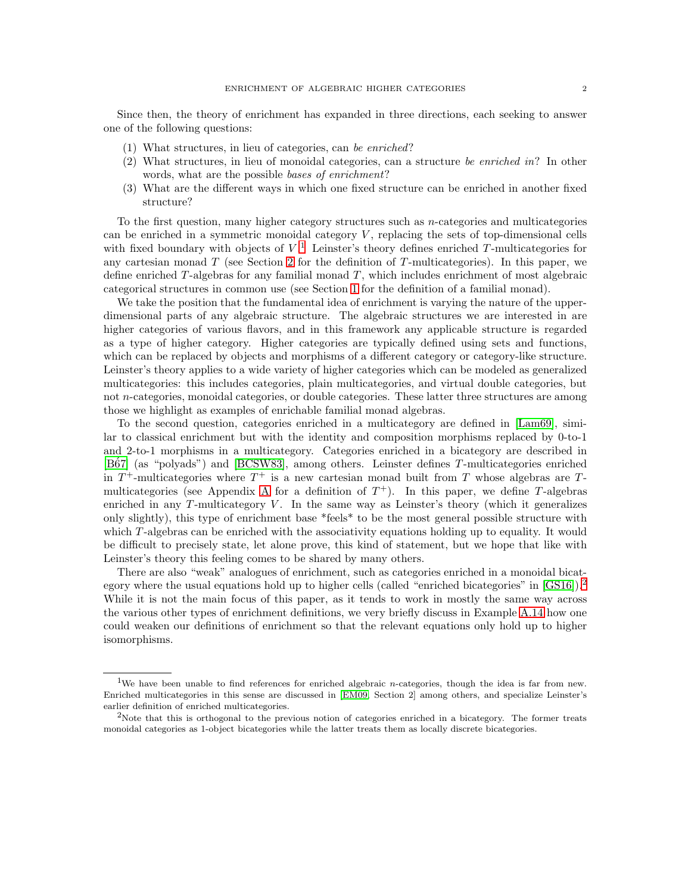Since then, the theory of enrichment has expanded in three directions, each seeking to answer one of the following questions:

(1) What structures, in lieu of categories, can *be enriched*?
(2) What structures, in lieu of monoidal categories, can a structure *be enriched in*? In other words, what are the possible *bases of enrichment*?
(3) What are the different ways in which one fixed structure can be enriched in another fixed structure?

To the first question, many higher category structures such as $n$-categories and multicategories can be enriched in a symmetric monoidal category $V$, replacing the sets of top-dimensional cells with fixed boundary with objects of $V$.[1] Leinster's theory defines enriched $T$-multicategories for any cartesian monad $T$ (see Section 2 for the definition of $T$-multicategories). In this paper, we define enriched $T$-algebras for any familial monad $T$, which includes enrichment of most algebraic categorical structures in common use (see Section 1 for the definition of a familial monad).

We take the position that the fundamental idea of enrichment is varying the nature of the upper-dimensional parts of any algebraic structure. The algebraic structures we are interested in are higher categories of various flavors, and in this framework any applicable structure is regarded as a type of higher category. Higher categories are typically defined using sets and functions, which can be replaced by objects and morphisms of a different category or category-like structure. Leinster's theory applies to a wide variety of higher categories which can be modeled as generalized multicategories: this includes categories, plain multicategories, and virtual double categories, but not $n$-categories, monoidal categories, or double categories. These latter three structures are among those we highlight as examples of enrichable familial monad algebras.

To the second question, categories enriched in a multicategory are defined in [Lam69], similar to classical enrichment but with the identity and composition morphisms replaced by 0-to-1 and 2-to-1 morphisms in a multicategory. Categories enriched in a bicategory are described in [B67] (as "polyads") and [BCSW83], among others. Leinster defines $T$-multicategories enriched in $T^+$-multicategories where $T^+$ is a new cartesian monad built from $T$ whose algebras are $T$-multicategories (see Appendix A for a definition of $T^+$). In this paper, we define $T$-algebras enriched in any $T$-multicategory $V$. In the same way as Leinster's theory (which it generalizes only slightly), this type of enrichment base *feels* to be the most general possible structure with which $T$-algebras can be enriched with the associativity equations holding up to equality. It would be difficult to precisely state, let alone prove, this kind of statement, but we hope that like with Leinster's theory this feeling comes to be shared by many others.

There are also "weak" analogues of enrichment, such as categories enriched in a monoidal bicategory where the usual equations hold up to higher cells (called "enriched bicategories" in [GS16]).[2] While it is not the main focus of this paper, as it tends to work in mostly the same way across the various other types of enrichment definitions, we very briefly discuss in Example A.14 how one could weaken our definitions of enrichment so that the relevant equations only hold up to higher isomorphisms.

---

[1] We have been unable to find references for enriched algebraic $n$-categories, though the idea is far from new. Enriched multicategories in this sense are discussed in [EM09, Section 2] among others, and specialize Leinster's earlier definition of enriched multicategories.

[2] Note that this is orthogonal to the previous notion of categories enriched in a bicategory. The former treats monoidal categories as 1-object bicategories while the latter treats them as locally discrete bicategories.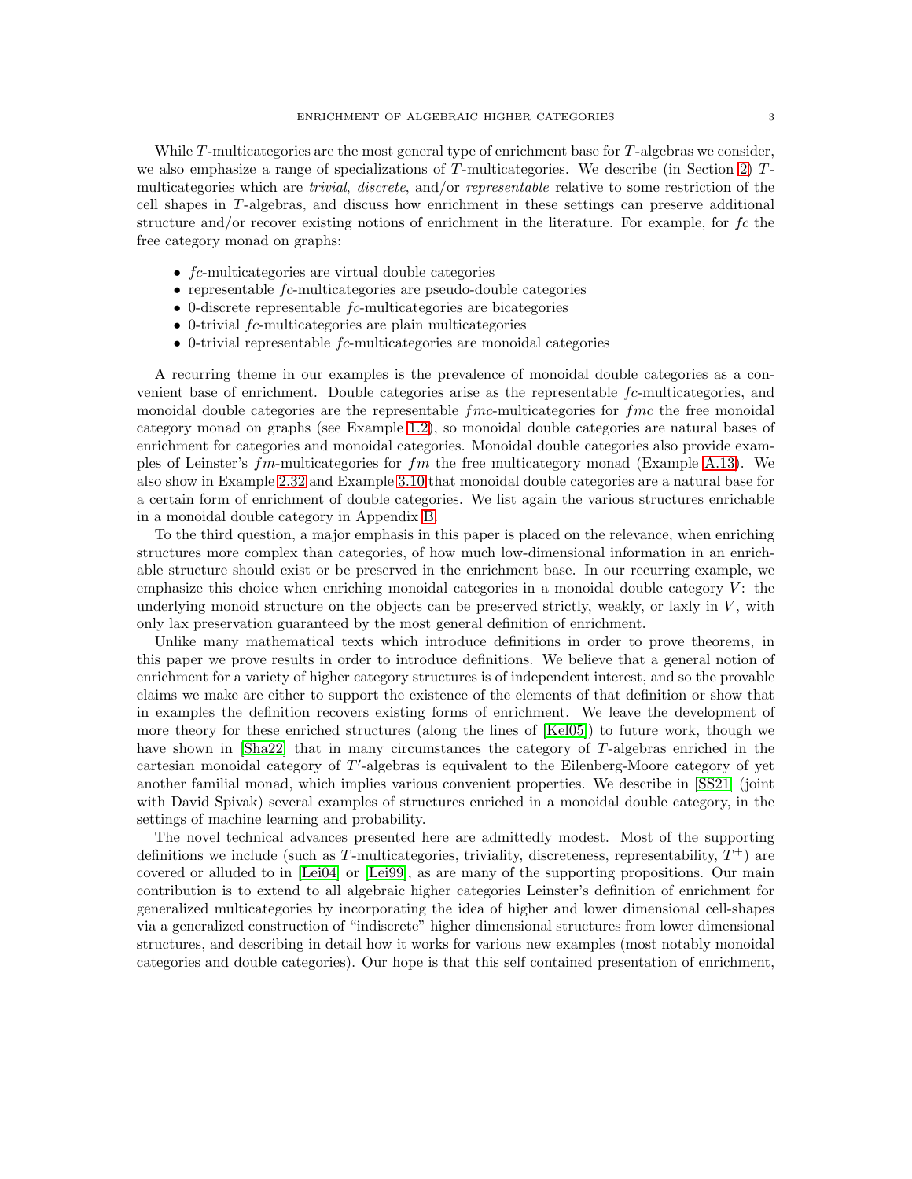While $T$-multicategories are the most general type of enrichment base for $T$-algebras we consider, we also emphasize a range of specializations of $T$-multicategories. We describe (in Section 2) $T$-multicategories which are *trivial*, *discrete*, and/or *representable* relative to some restriction of the cell shapes in $T$-algebras, and discuss how enrichment in these settings can preserve additional structure and/or recover existing notions of enrichment in the literature. For example, for $fc$ the free category monad on graphs:

- $fc$-multicategories are virtual double categories
- representable $fc$-multicategories are pseudo-double categories
- 0-discrete representable $fc$-multicategories are bicategories
- 0-trivial $fc$-multicategories are plain multicategories
- 0-trivial representable $fc$-multicategories are monoidal categories

A recurring theme in our examples is the prevalence of monoidal double categories as a convenient base of enrichment. Double categories arise as the representable $fc$-multicategories, and monoidal double categories are the representable $fmc$-multicategories for $fmc$ the free monoidal category monad on graphs (see Example 1.2), so monoidal double categories are natural bases of enrichment for categories and monoidal categories. Monoidal double categories also provide examples of Leinster's $fm$-multicategories for $fm$ the free multicategory monad (Example A.13). We also show in Example 2.32 and Example 3.10 that monoidal double categories are a natural base for a certain form of enrichment of double categories. We list again the various structures enrichable in a monoidal double category in Appendix B.

To the third question, a major emphasis in this paper is placed on the relevance, when enriching structures more complex than categories, of how much low-dimensional information in an enrichable structure should exist or be preserved in the enrichment base. In our recurring example, we emphasize this choice when enriching monoidal categories in a monoidal double category $V$: the underlying monoid structure on the objects can be preserved strictly, weakly, or laxly in $V$, with only lax preservation guaranteed by the most general definition of enrichment.

Unlike many mathematical texts which introduce definitions in order to prove theorems, in this paper we prove results in order to introduce definitions. We believe that a general notion of enrichment for a variety of higher category structures is of independent interest, and so the provable claims we make are either to support the existence of the elements of that definition or show that in examples the definition recovers existing forms of enrichment. We leave the development of more theory for these enriched structures (along the lines of [Kel05]) to future work, though we have shown in [Sha22] that in many circumstances the category of $T$-algebras enriched in the cartesian monoidal category of $T'$-algebras is equivalent to the Eilenberg-Moore category of yet another familial monad, which implies various convenient properties. We describe in [SS21] (joint with David Spivak) several examples of structures enriched in a monoidal double category, in the settings of machine learning and probability.

The novel technical advances presented here are admittedly modest. Most of the supporting definitions we include (such as $T$-multicategories, triviality, discreteness, representability, $T^+$) are covered or alluded to in [Lei04] or [Lei99], as are many of the supporting propositions. Our main contribution is to extend to all algebraic higher categories Leinster's definition of enrichment for generalized multicategories by incorporating the idea of higher and lower dimensional cell-shapes via a generalized construction of "indiscrete" higher dimensional structures from lower dimensional structures, and describing in detail how it works for various new examples (most notably monoidal categories and double categories). Our hope is that this self contained presentation of enrichment,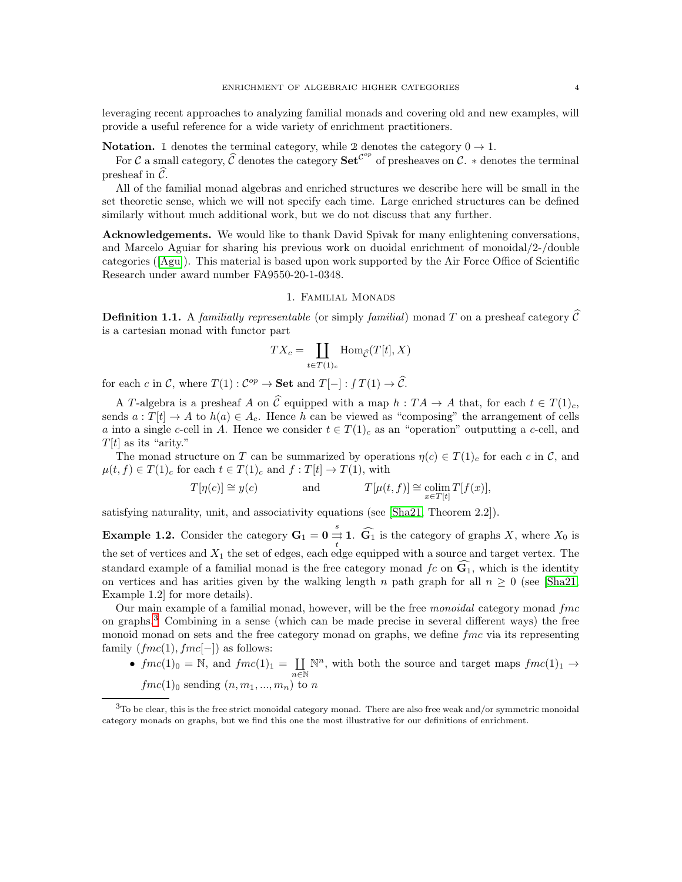leveraging recent approaches to analyzing familial monads and covering old and new examples, will provide a useful reference for a wide variety of enrichment practitioners.

**Notation.** $\mathbb{1}$ denotes the terminal category, while $\mathbb{2}$ denotes the category $0 \to 1$.

For $\mathcal{C}$ a small category, $\widehat{\mathcal{C}}$ denotes the category $\mathbf{Set}^{\mathcal{C}^{op}}$ of presheaves on $\mathcal{C}$. $*$ denotes the terminal presheaf in $\widehat{\mathcal{C}}$.

All of the familial monad algebras and enriched structures we describe here will be small in the set theoretic sense, which we will not specify each time. Large enriched structures can be defined similarly without much additional work, but we do not discuss that any further.

**Acknowledgements.** We would like to thank David Spivak for many enlightening conversations, and Marcelo Aguiar for sharing his previous work on duoidal enrichment of monoidal/2-/double categories ([Agu]). This material is based upon work supported by the Air Force Office of Scientific Research under award number FA9550-20-1-0348.

## 1. Familial Monads

**Definition 1.1.** A *familially representable* (or simply *familial*) monad $T$ on a presheaf category $\widehat{\mathcal{C}}$ is a cartesian monad with functor part

$$TX_c = \coprod_{t \in T(1)_c} \mathrm{Hom}_{\widehat{\mathcal{C}}}(T[t], X)$$

for each $c$ in $\mathcal{C}$, where $T(1) : \mathcal{C}^{op} \to \mathbf{Set}$ and $T[-] : \int T(1) \to \widehat{\mathcal{C}}$.

A $T$-algebra is a presheaf $A$ on $\widehat{\mathcal{C}}$ equipped with a map $h : TA \to A$ that, for each $t \in T(1)_c$, sends $a : T[t] \to A$ to $h(a) \in A_c$. Hence $h$ can be viewed as "composing" the arrangement of cells $a$ into a single $c$-cell in $A$. Hence we consider $t \in T(1)_c$ as an "operation" outputting a $c$-cell, and $T[t]$ as its "arity."

The monad structure on $T$ can be summarized by operations $\eta(c) \in T(1)_c$ for each $c$ in $\mathcal{C}$, and $\mu(t, f) \in T(1)_c$ for each $t \in T(1)_c$ and $f : T[t] \to T(1)$, with

$$T[\eta(c)] \cong y(c) \qquad\qquad \text{and} \qquad\qquad T[\mu(t,f)] \cong \operatorname*{colim}_{x \in T[t]} T[f(x)],$$

satisfying naturality, unit, and associativity equations (see [Sha21, Theorem 2.2]).

**Example 1.2.** Consider the category $\mathbf{G}_1 = \mathbf{0} \overset{s}{\underset{t}{\rightrightarrows}} \mathbf{1}$. $\widehat{\mathbf{G}_1}$ is the category of graphs $X$, where $X_0$ is the set of vertices and $X_1$ the set of edges, each edge equipped with a source and target vertex. The standard example of a familial monad is the free category monad $fc$ on $\widehat{\mathbf{G}_1}$, which is the identity on vertices and has arities given by the walking length $n$ path graph for all $n \geq 0$ (see [Sha21, Example 1.2] for more details).

Our main example of a familial monad, however, will be the free *monoidal* category monad $fmc$ on graphs.[3] Combining in a sense (which can be made precise in several different ways) the free monoid monad on sets and the free category monad on graphs, we define $fmc$ via its representing family $(fmc(1), fmc[-])$ as follows:

- $fmc(1)_0 = \mathbb{N}$, and $fmc(1)_1 = \coprod_{n \in \mathbb{N}} \mathbb{N}^n$, with both the source and target maps $fmc(1)_1 \to fmc(1)_0$ sending $(n, m_1, ..., m_n)$ to $n$

[3] To be clear, this is the free strict monoidal category monad. There are also free weak and/or symmetric monoidal category monads on graphs, but we find this one the most illustrative for our definitions of enrichment.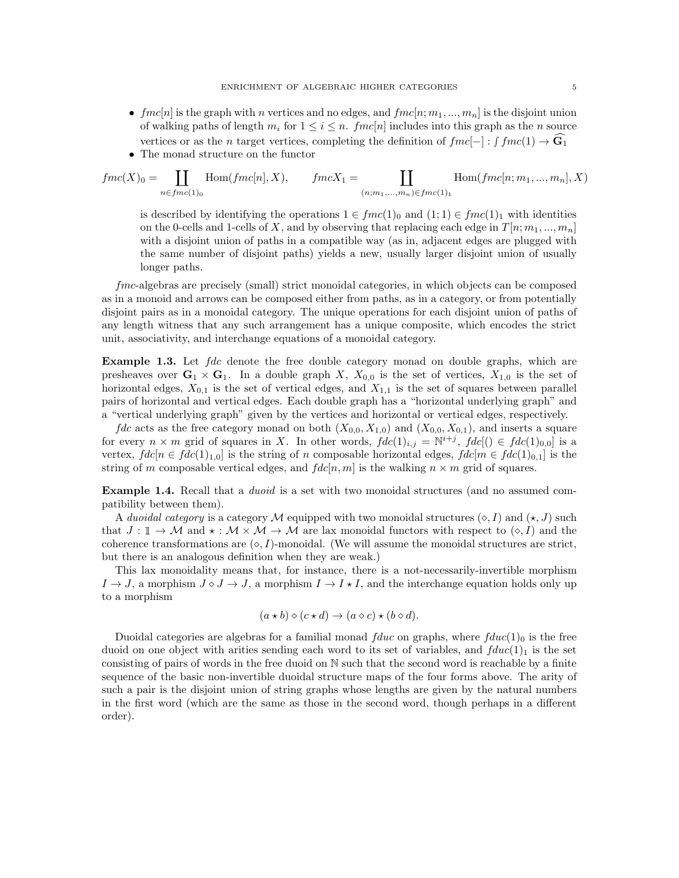- $fmc[n]$ is the graph with $n$ vertices and no edges, and $fmc[n; m_1, ..., m_n]$ is the disjoint union of walking paths of length $m_i$ for $1 \leq i \leq n$. $fmc[n]$ includes into this graph as the $n$ source vertices or as the $n$ target vertices, completing the definition of $fmc[-] : \int fmc(1) \to \widehat{\mathbf{G}_1}$
- The monad structure on the functor

$$fmc(X)_0 = \coprod_{n \in fmc(1)_0} \mathrm{Hom}(fmc[n], X), \qquad fmcX_1 = \coprod_{(n; m_1, ..., m_n) \in fmc(1)_1} \mathrm{Hom}(fmc[n; m_1, ..., m_n], X)$$

  is described by identifying the operations $1 \in fmc(1)_0$ and $(1; 1) \in fmc(1)_1$ with identities on the 0-cells and 1-cells of $X$, and by observing that replacing each edge in $T[n; m_1, ..., m_n]$ with a disjoint union of paths in a compatible way (as in, adjacent edges are plugged with the same number of disjoint paths) yields a new, usually larger disjoint union of usually longer paths.

$fmc$-algebras are precisely (small) strict monoidal categories, in which objects can be composed as in a monoid and arrows can be composed either from paths, as in a category, or from potentially disjoint pairs as in a monoidal category. The unique operations for each disjoint union of paths of any length witness that any such arrangement has a unique composite, which encodes the strict unit, associativity, and interchange equations of a monoidal category.

**Example 1.3.** Let $fdc$ denote the free double category monad on double graphs, which are presheaves over $\mathbf{G}_1 \times \mathbf{G}_1$. In a double graph $X$, $X_{0,0}$ is the set of vertices, $X_{1,0}$ is the set of horizontal edges, $X_{0,1}$ is the set of vertical edges, and $X_{1,1}$ is the set of squares between parallel pairs of horizontal and vertical edges. Each double graph has a "horizontal underlying graph" and a "vertical underlying graph" given by the vertices and horizontal or vertical edges, respectively.

$fdc$ acts as the free category monad on both $(X_{0,0}, X_{1,0})$ and $(X_{0,0}, X_{0,1})$, and inserts a square for every $n \times m$ grid of squares in $X$. In other words, $fdc(1)_{i,j} = \mathbb{N}^{i+j}$, $fdc[() \in fdc(1)_{0,0}]$ is a vertex, $fdc[n \in fdc(1)_{1,0}]$ is the string of $n$ composable horizontal edges, $fdc[m \in fdc(1)_{0,1}]$ is the string of $m$ composable vertical edges, and $fdc[n, m]$ is the walking $n \times m$ grid of squares.

**Example 1.4.** Recall that a *duoid* is a set with two monoidal structures (and no assumed compatibility between them).

A *duoidal category* is a category $\mathcal{M}$ equipped with two monoidal structures $(\diamond, I)$ and $(\star, J)$ such that $J : \mathbb{1} \to \mathcal{M}$ and $\star : \mathcal{M} \times \mathcal{M} \to \mathcal{M}$ are lax monoidal functors with respect to $(\diamond, I)$ and the coherence transformations are $(\diamond, I)$-monoidal. (We will assume the monoidal structures are strict, but there is an analogous definition when they are weak.)

This lax monoidality means that, for instance, there is a not-necessarily-invertible morphism $I \to J$, a morphism $J \diamond J \to J$, a morphism $I \to I \star I$, and the interchange equation holds only up to a morphism

$$(a \star b) \diamond (c \star d) \to (a \diamond c) \star (b \diamond d).$$

Duoidal categories are algebras for a familial monad $fduc$ on graphs, where $fduc(1)_0$ is the free duoid on one object with arities sending each word to its set of variables, and $fduc(1)_1$ is the set consisting of pairs of words in the free duoid on $\mathbb{N}$ such that the second word is reachable by a finite sequence of the basic non-invertible duoidal structure maps of the four forms above. The arity of such a pair is the disjoint union of string graphs whose lengths are given by the natural numbers in the first word (which are the same as those in the second word, though perhaps in a different order).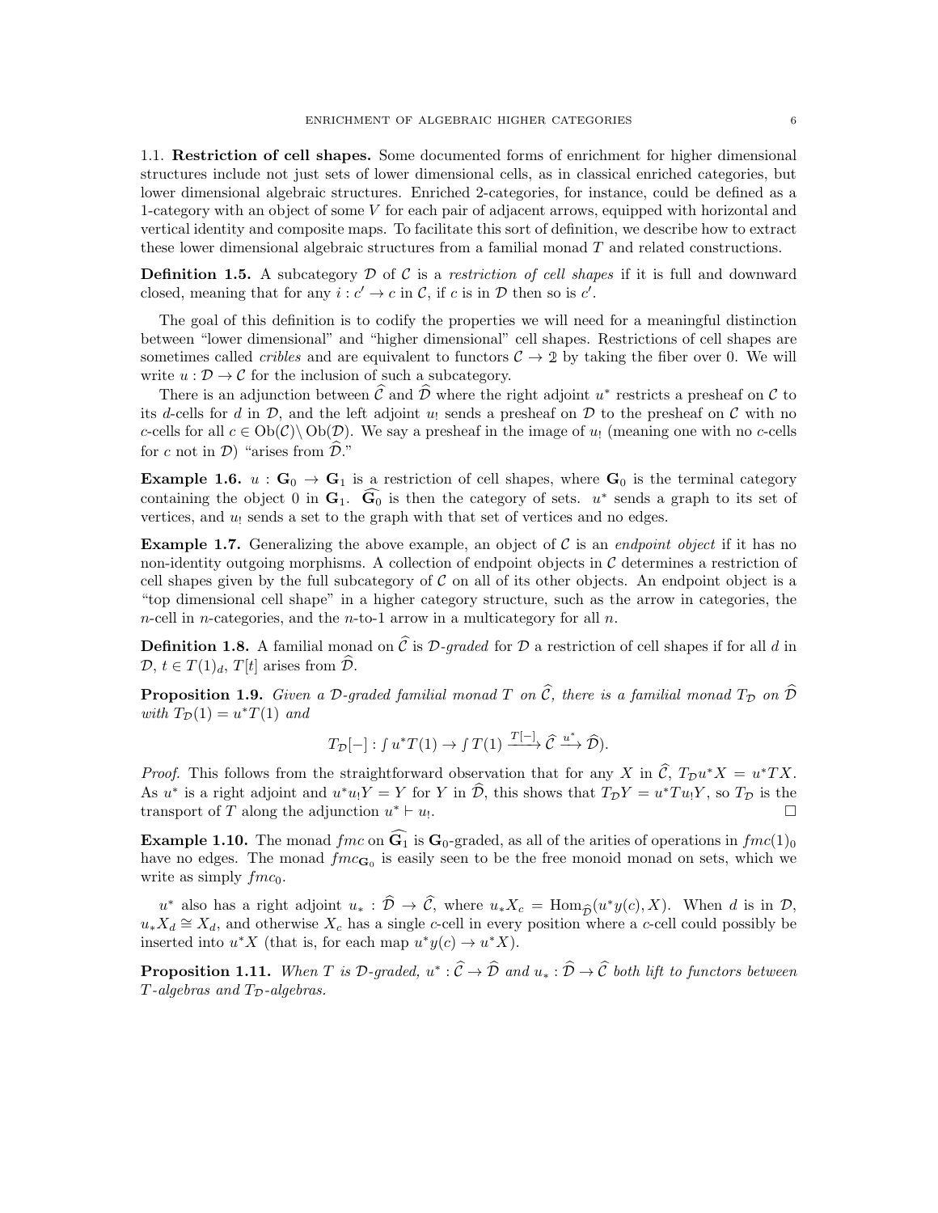1.1. **Restriction of cell shapes.** Some documented forms of enrichment for higher dimensional structures include not just sets of lower dimensional cells, as in classical enriched categories, but lower dimensional algebraic structures. Enriched 2-categories, for instance, could be defined as a 1-category with an object of some $V$ for each pair of adjacent arrows, equipped with horizontal and vertical identity and composite maps. To facilitate this sort of definition, we describe how to extract these lower dimensional algebraic structures from a familial monad $T$ and related constructions.

**Definition 1.5.** A subcategory $\mathcal{D}$ of $\mathcal{C}$ is a *restriction of cell shapes* if it is full and downward closed, meaning that for any $i : c' \to c$ in $\mathcal{C}$, if $c$ is in $\mathcal{D}$ then so is $c'$.

The goal of this definition is to codify the properties we will need for a meaningful distinction between "lower dimensional" and "higher dimensional" cell shapes. Restrictions of cell shapes are sometimes called *cribles* and are equivalent to functors $\mathcal{C} \to \mathbb{2}$ by taking the fiber over 0. We will write $u : \mathcal{D} \to \mathcal{C}$ for the inclusion of such a subcategory.

There is an adjunction between $\widehat{\mathcal{C}}$ and $\widehat{\mathcal{D}}$ where the right adjoint $u^*$ restricts a presheaf on $\mathcal{C}$ to its $d$-cells for $d$ in $\mathcal{D}$, and the left adjoint $u_!$ sends a presheaf on $\mathcal{D}$ to the presheaf on $\mathcal{C}$ with no $c$-cells for all $c \in \mathrm{Ob}(\mathcal{C}) \setminus \mathrm{Ob}(\mathcal{D})$. We say a presheaf in the image of $u_!$ (meaning one with no $c$-cells for $c$ not in $\mathcal{D}$) "arises from $\widehat{\mathcal{D}}$."

**Example 1.6.** $u : \mathbf{G}_0 \to \mathbf{G}_1$ is a restriction of cell shapes, where $\mathbf{G}_0$ is the terminal category containing the object 0 in $\mathbf{G}_1$. $\widehat{\mathbf{G}_0}$ is then the category of sets. $u^*$ sends a graph to its set of vertices, and $u_!$ sends a set to the graph with that set of vertices and no edges.

**Example 1.7.** Generalizing the above example, an object of $\mathcal{C}$ is an *endpoint object* if it has no non-identity outgoing morphisms. A collection of endpoint objects in $\mathcal{C}$ determines a restriction of cell shapes given by the full subcategory of $\mathcal{C}$ on all of its other objects. An endpoint object is a "top dimensional cell shape" in a higher category structure, such as the arrow in categories, the $n$-cell in $n$-categories, and the $n$-to-1 arrow in a multicategory for all $n$.

**Definition 1.8.** A familial monad on $\widehat{\mathcal{C}}$ is $\mathcal{D}$-*graded* for $\mathcal{D}$ a restriction of cell shapes if for all $d$ in $\mathcal{D}$, $t \in T(1)_d$, $T[t]$ arises from $\widehat{\mathcal{D}}$.

**Proposition 1.9.** *Given a $\mathcal{D}$-graded familial monad $T$ on $\widehat{\mathcal{C}}$, there is a familial monad $T_{\mathcal{D}}$ on $\widehat{\mathcal{D}}$ with $T_{\mathcal{D}}(1) = u^*T(1)$ and*

$$T_{\mathcal{D}}[-] : \textstyle\int u^*T(1) \to \int T(1) \xrightarrow{T[-]} \widehat{\mathcal{C}} \xrightarrow{u^*} \widehat{\mathcal{D}}).$$

*Proof.* This follows from the straightforward observation that for any $X$ in $\widehat{\mathcal{C}}$, $T_{\mathcal{D}}u^*X = u^*TX$. As $u^*$ is a right adjoint and $u^*u_!Y = Y$ for $Y$ in $\widehat{\mathcal{D}}$, this shows that $T_{\mathcal{D}}Y = u^*Tu_!Y$, so $T_{\mathcal{D}}$ is the transport of $T$ along the adjunction $u^* \vdash u_!$. $\square$

**Example 1.10.** The monad $fmc$ on $\widehat{\mathbf{G}_1}$ is $\mathbf{G}_0$-graded, as all of the arities of operations in $fmc(1)_0$ have no edges. The monad $fmc_{\mathbf{G}_0}$ is easily seen to be the free monoid monad on sets, which we write as simply $fmc_0$.

$u^*$ also has a right adjoint $u_* : \widehat{\mathcal{D}} \to \widehat{\mathcal{C}}$, where $u_*X_c = \mathrm{Hom}_{\widehat{\mathcal{D}}}(u^*y(c), X)$. When $d$ is in $\mathcal{D}$, $u_*X_d \cong X_d$, and otherwise $X_c$ has a single $c$-cell in every position where a $c$-cell could possibly be inserted into $u^*X$ (that is, for each map $u^*y(c) \to u^*X$).

**Proposition 1.11.** *When $T$ is $\mathcal{D}$-graded, $u^* : \widehat{\mathcal{C}} \to \widehat{\mathcal{D}}$ and $u_* : \widehat{\mathcal{D}} \to \widehat{\mathcal{C}}$ both lift to functors between $T$-algebras and $T_{\mathcal{D}}$-algebras.*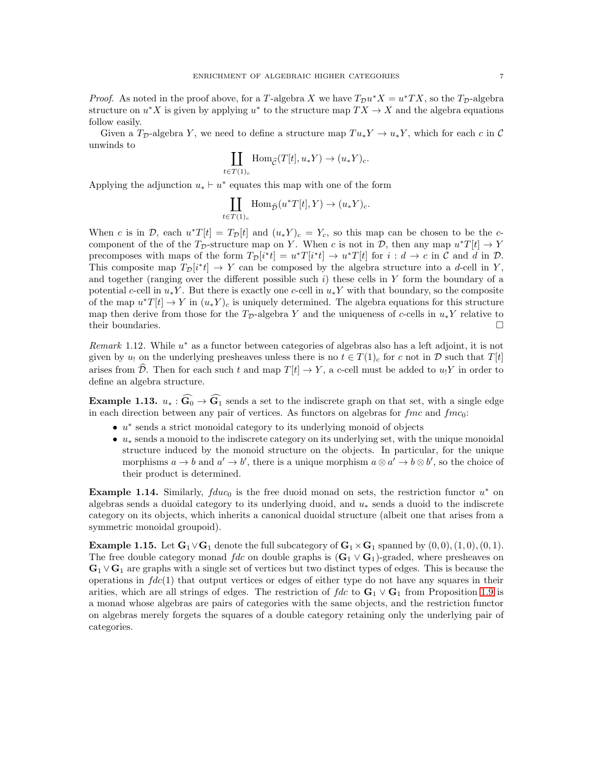*Proof.* As noted in the proof above, for a $T$-algebra $X$ we have $T_{\mathcal{D}} u^* X = u^* T X$, so the $T_{\mathcal{D}}$-algebra structure on $u^* X$ is given by applying $u^*$ to the structure map $TX \to X$ and the algebra equations follow easily.

Given a $T_{\mathcal{D}}$-algebra $Y$, we need to define a structure map $T u_* Y \to u_* Y$, which for each $c$ in $\mathcal{C}$ unwinds to

$$\coprod_{t \in T(1)_c} \mathrm{Hom}_{\widehat{\mathcal{C}}}(T[t], u_* Y) \to (u_* Y)_c.$$

Applying the adjunction $u_* \vdash u^*$ equates this map with one of the form

$$\coprod_{t \in T(1)_c} \mathrm{Hom}_{\widehat{\mathcal{D}}}(u^* T[t], Y) \to (u_* Y)_c.$$

When $c$ is in $\mathcal{D}$, each $u^* T[t] = T_{\mathcal{D}}[t]$ and $(u_* Y)_c = Y_c$, so this map can be chosen to be the $c$-component of the of the $T_{\mathcal{D}}$-structure map on $Y$. When $c$ is not in $\mathcal{D}$, then any map $u^* T[t] \to Y$ precomposes with maps of the form $T_{\mathcal{D}}[i^* t] = u^* T[i^* t] \to u^* T[t]$ for $i : d \to c$ in $\mathcal{C}$ and $d$ in $\mathcal{D}$. This composite map $T_{\mathcal{D}}[i^* t] \to Y$ can be composed by the algebra structure into a $d$-cell in $Y$, and together (ranging over the different possible such $i$) these cells in $Y$ form the boundary of a potential $c$-cell in $u_* Y$. But there is exactly one $c$-cell in $u_* Y$ with that boundary, so the composite of the map $u^* T[t] \to Y$ in $(u_* Y)_c$ is uniquely determined. The algebra equations for this structure map then derive from those for the $T_{\mathcal{D}}$-algebra $Y$ and the uniqueness of $c$-cells in $u_* Y$ relative to their boundaries. □

*Remark* 1.12. While $u^*$ as a functor between categories of algebras also has a left adjoint, it is not given by $u_!$ on the underlying presheaves unless there is no $t \in T(1)_c$ for $c$ not in $\mathcal{D}$ such that $T[t]$ arises from $\widehat{\mathcal{D}}$. Then for each such $t$ and map $T[t] \to Y$, a $c$-cell must be added to $u_! Y$ in order to define an algebra structure.

**Example 1.13.** $u_* : \widehat{\mathbf{G}_0} \to \widehat{\mathbf{G}_1}$ sends a set to the indiscrete graph on that set, with a single edge in each direction between any pair of vertices. As functors on algebras for $fmc$ and $fmc_0$:

- $u^*$ sends a strict monoidal category to its underlying monoid of objects
- $u_*$ sends a monoid to the indiscrete category on its underlying set, with the unique monoidal structure induced by the monoid structure on the objects. In particular, for the unique morphisms $a \to b$ and $a' \to b'$, there is a unique morphism $a \otimes a' \to b \otimes b'$, so the choice of their product is determined.

**Example 1.14.** Similarly, $fduc_0$ is the free duoid monad on sets, the restriction functor $u^*$ on algebras sends a duoidal category to its underlying duoid, and $u_*$ sends a duoid to the indiscrete category on its objects, which inherits a canonical duoidal structure (albeit one that arises from a symmetric monoidal groupoid).

**Example 1.15.** Let $\mathbf{G}_1 \vee \mathbf{G}_1$ denote the full subcategory of $\mathbf{G}_1 \times \mathbf{G}_1$ spanned by $(0,0), (1,0), (0,1)$. The free double category monad $fdc$ on double graphs is $(\mathbf{G}_1 \vee \mathbf{G}_1)$-graded, where presheaves on $\mathbf{G}_1 \vee \mathbf{G}_1$ are graphs with a single set of vertices but two distinct types of edges. This is because the operations in $fdc(1)$ that output vertices or edges of either type do not have any squares in their arities, which are all strings of edges. The restriction of $fdc$ to $\mathbf{G}_1 \vee \mathbf{G}_1$ from Proposition 1.9 is a monad whose algebras are pairs of categories with the same objects, and the restriction functor on algebras merely forgets the squares of a double category retaining only the underlying pair of categories.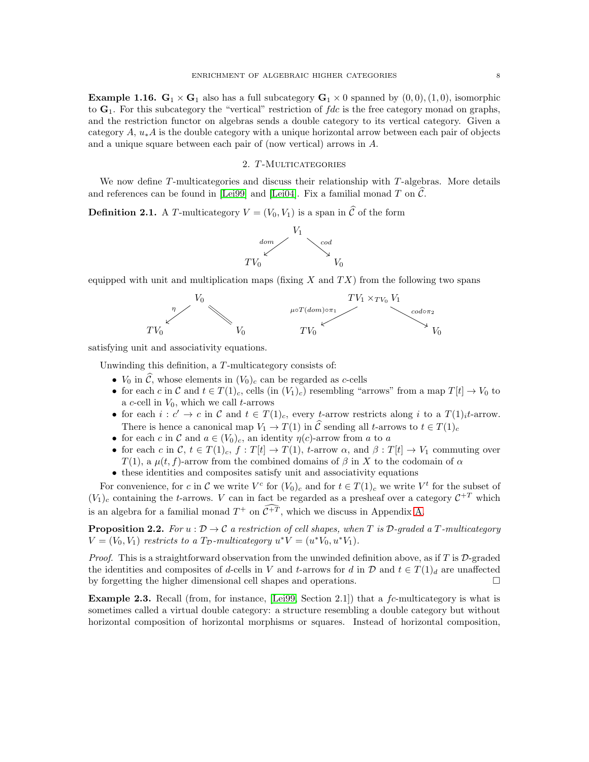**Example 1.16.** $\mathbf{G}_1 \times \mathbf{G}_1$ also has a full subcategory $\mathbf{G}_1 \times 0$ spanned by $(0,0),(1,0)$, isomorphic to $\mathbf{G}_1$. For this subcategory the "vertical" restriction of $fdc$ is the free category monad on graphs, and the restriction functor on algebras sends a double category to its vertical category. Given a category $A$, $u_*A$ is the double category with a unique horizontal arrow between each pair of objects and a unique square between each pair of (now vertical) arrows in $A$.

## 2. $T$-Multicategories

We now define $T$-multicategories and discuss their relationship with $T$-algebras. More details and references can be found in [Lei99] and [Lei04]. Fix a familial monad $T$ on $\widehat{\mathcal{C}}$.

**Definition 2.1.** A $T$-multicategory $V = (V_0, V_1)$ is a span in $\widehat{\mathcal{C}}$ of the form

$$TV_0 \xleftarrow{dom} V_1 \xrightarrow{cod} V_0$$

equipped with unit and multiplication maps (fixing $X$ and $TX$) from the following two spans

$$TV_0 \xleftarrow{\eta} V_0 = V_0 \qquad\qquad TV_0 \xleftarrow{\mu\circ T(dom)\circ\pi_1} TV_1 \times_{TV_0} V_1 \xrightarrow{cod\circ\pi_2} V_0$$

satisfying unit and associativity equations.

Unwinding this definition, a $T$-multicategory consists of:

- $V_0$ in $\widehat{\mathcal{C}}$, whose elements in $(V_0)_c$ can be regarded as $c$-cells
- for each $c$ in $\mathcal{C}$ and $t \in T(1)_c$, cells (in $(V_1)_c$) resembling "arrows" from a map $T[t] \to V_0$ to a $c$-cell in $V_0$, which we call $t$-arrows
- for each $i : c' \to c$ in $\mathcal{C}$ and $t \in T(1)_c$, every $t$-arrow restricts along $i$ to a $T(1)_i t$-arrow. There is hence a canonical map $V_1 \to T(1)$ in $\widehat{\mathcal{C}}$ sending all $t$-arrows to $t \in T(1)_c$
- for each $c$ in $\mathcal{C}$ and $a \in (V_0)_c$, an identity $\eta(c)$-arrow from $a$ to $a$
- for each $c$ in $\mathcal{C}$, $t \in T(1)_c$, $f : T[t] \to T(1)$, $t$-arrow $\alpha$, and $\beta : T[t] \to V_1$ commuting over $T(1)$, a $\mu(t,f)$-arrow from the combined domains of $\beta$ in $X$ to the codomain of $\alpha$
- these identities and composites satisfy unit and associativity equations

For convenience, for $c$ in $\mathcal{C}$ we write $V^c$ for $(V_0)_c$ and for $t \in T(1)_c$ we write $V^t$ for the subset of $(V_1)_c$ containing the $t$-arrows. $V$ can in fact be regarded as a presheaf over a category $\mathcal{C}^{+T}$ which is an algebra for a familial monad $T^+$ on $\widehat{\mathcal{C}^{+T}}$, which we discuss in Appendix A.

**Proposition 2.2.** *For $u : \mathcal{D} \to \mathcal{C}$ a restriction of cell shapes, when $T$ is $\mathcal{D}$-graded a $T$-multicategory $V = (V_0, V_1)$ restricts to a $T_{\mathcal{D}}$-multicategory $u^*V = (u^*V_0, u^*V_1)$.*

*Proof.* This is a straightforward observation from the unwinded definition above, as if $T$ is $\mathcal{D}$-graded the identities and composites of $d$-cells in $V$ and $t$-arrows for $d$ in $\mathcal{D}$ and $t \in T(1)_d$ are unaffected by forgetting the higher dimensional cell shapes and operations. □

**Example 2.3.** Recall (from, for instance, [Lei99, Section 2.1]) that a $fc$-multicategory is what is sometimes called a virtual double category: a structure resembling a double category but without horizontal composition of horizontal morphisms or squares. Instead of horizontal composition,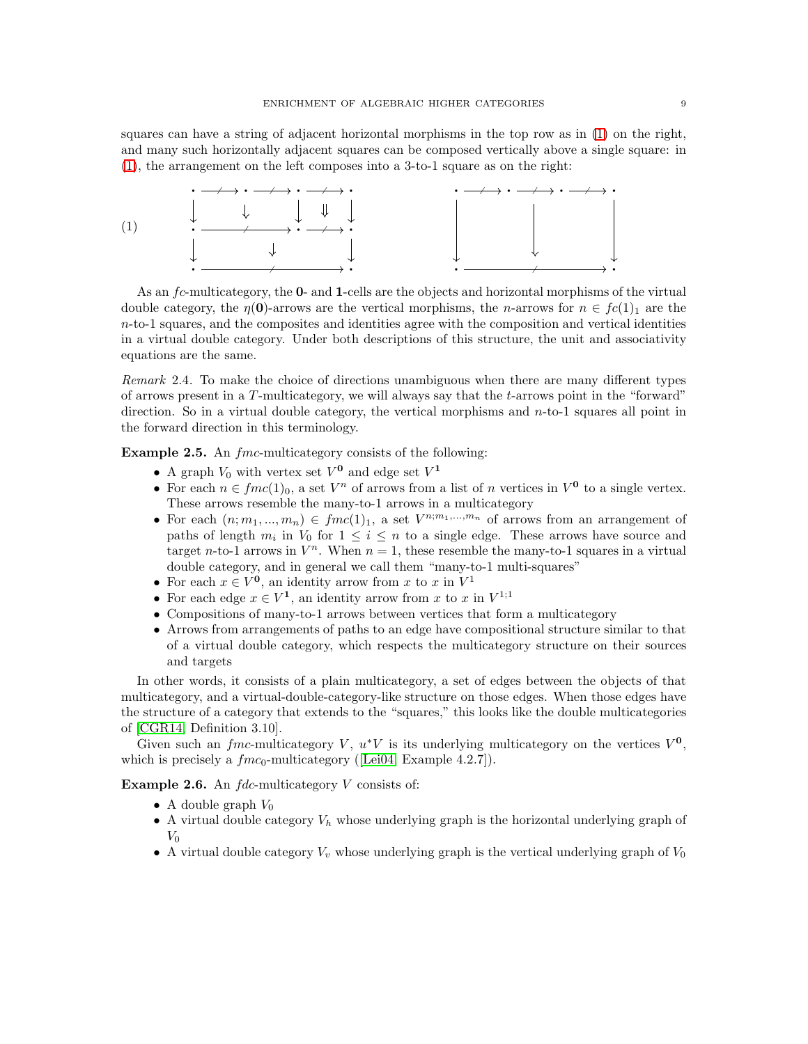squares can have a string of adjacent horizontal morphisms in the top row as in (1) on the right, and many such horizontally adjacent squares can be composed vertically above a single square: in (1), the arrangement on the left composes into a 3-to-1 square as on the right:

$$
(1)\qquad
\begin{array}{ccccccc}
\bullet & \xrightarrow{\;\not\;} & \bullet & \xrightarrow{\;\not\;} & \bullet & \xrightarrow{\;\not\;} & \bullet \\
\downarrow & & \downarrow & & \downarrow & \Downarrow & \downarrow \\
\bullet & & \xrightarrow{\qquad\not\qquad} & & \bullet & \xrightarrow{\;\not\;} & \bullet \\
\downarrow & & & \downarrow & & & \downarrow \\
\bullet & & & \xrightarrow{\qquad\qquad\not\qquad\qquad} & & & \bullet
\end{array}
\qquad\qquad
\begin{array}{ccccccc}
\bullet & \xrightarrow{\;\not\;} & \bullet & \xrightarrow{\;\not\;} & \bullet & \xrightarrow{\;\not\;} & \bullet \\
\Big\downarrow & & & \Big\downarrow & & & \Big\downarrow \\
\bullet & & & \xrightarrow{\qquad\qquad\not\qquad\qquad} & & & \bullet
\end{array}
$$

As an $fc$-multicategory, the **0**- and **1**-cells are the objects and horizontal morphisms of the virtual double category, the $\eta(\mathbf{0})$-arrows are the vertical morphisms, the $n$-arrows for $n \in fc(1)_1$ are the $n$-to-1 squares, and the composites and identities agree with the composition and vertical identities in a virtual double category. Under both descriptions of this structure, the unit and associativity equations are the same.

*Remark* 2.4. To make the choice of directions unambiguous when there are many different types of arrows present in a $T$-multicategory, we will always say that the $t$-arrows point in the "forward" direction. So in a virtual double category, the vertical morphisms and $n$-to-1 squares all point in the forward direction in this terminology.

**Example 2.5.** An $fmc$-multicategory consists of the following:

- A graph $V_0$ with vertex set $V^{\mathbf{0}}$ and edge set $V^{\mathbf{1}}$
- For each $n \in fmc(1)_0$, a set $V^n$ of arrows from a list of $n$ vertices in $V^{\mathbf{0}}$ to a single vertex. These arrows resemble the many-to-1 arrows in a multicategory
- For each $(n; m_1, ..., m_n) \in fmc(1)_1$, a set $V^{n;m_1,...,m_n}$ of arrows from an arrangement of paths of length $m_i$ in $V_0$ for $1 \leq i \leq n$ to a single edge. These arrows have source and target $n$-to-1 arrows in $V^n$. When $n = 1$, these resemble the many-to-1 squares in a virtual double category, and in general we call them "many-to-1 multi-squares"
- For each $x \in V^{\mathbf{0}}$, an identity arrow from $x$ to $x$ in $V^1$
- For each edge $x \in V^{\mathbf{1}}$, an identity arrow from $x$ to $x$ in $V^{1;1}$
- Compositions of many-to-1 arrows between vertices that form a multicategory
- Arrows from arrangements of paths to an edge have compositional structure similar to that of a virtual double category, which respects the multicategory structure on their sources and targets

In other words, it consists of a plain multicategory, a set of edges between the objects of that multicategory, and a virtual-double-category-like structure on those edges. When those edges have the structure of a category that extends to the "squares," this looks like the double multicategories of [CGR14, Definition 3.10].

Given such an $fmc$-multicategory $V$, $u^*V$ is its underlying multicategory on the vertices $V^{\mathbf{0}}$, which is precisely a $fmc_0$-multicategory ([Lei04, Example 4.2.7]).

**Example 2.6.** An $fdc$-multicategory $V$ consists of:

- A double graph $V_0$
- A virtual double category $V_h$ whose underlying graph is the horizontal underlying graph of $V_0$
- A virtual double category $V_v$ whose underlying graph is the vertical underlying graph of $V_0$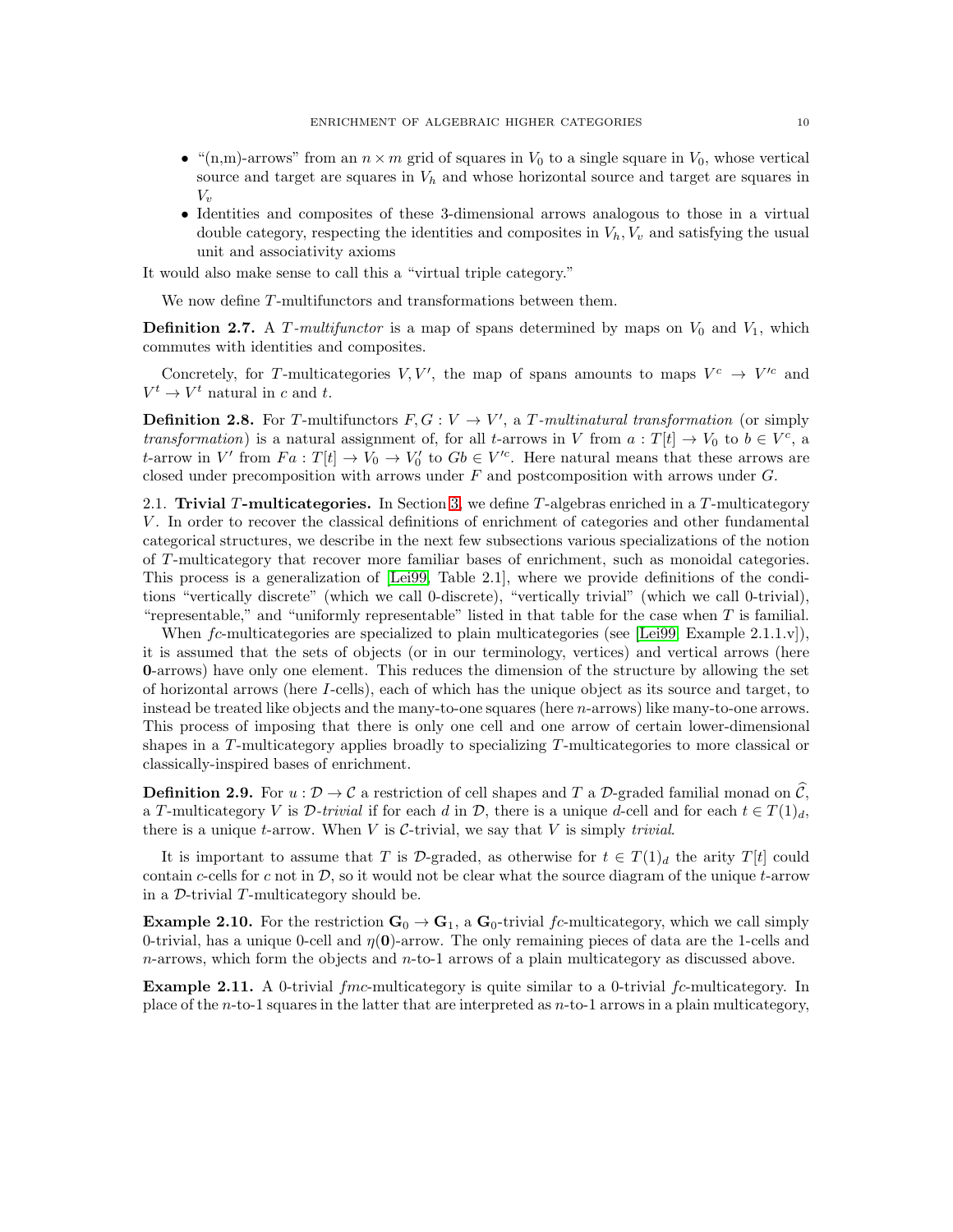- "(n,m)-arrows" from an $n \times m$ grid of squares in $V_0$ to a single square in $V_0$, whose vertical source and target are squares in $V_h$ and whose horizontal source and target are squares in $V_v$
- Identities and composites of these 3-dimensional arrows analogous to those in a virtual double category, respecting the identities and composites in $V_h, V_v$ and satisfying the usual unit and associativity axioms

It would also make sense to call this a "virtual triple category."

We now define $T$-multifunctors and transformations between them.

**Definition 2.7.** A *$T$-multifunctor* is a map of spans determined by maps on $V_0$ and $V_1$, which commutes with identities and composites.

Concretely, for $T$-multicategories $V, V'$, the map of spans amounts to maps $V^c \to V'^c$ and $V^t \to V^t$ natural in $c$ and $t$.

**Definition 2.8.** For $T$-multifunctors $F, G : V \to V'$, a *$T$-multinatural transformation* (or simply *transformation*) is a natural assignment of, for all $t$-arrows in $V$ from $a : T[t] \to V_0$ to $b \in V^c$, a $t$-arrow in $V'$ from $Fa : T[t] \to V_0 \to V'_0$ to $Gb \in V'^c$. Here natural means that these arrows are closed under precomposition with arrows under $F$ and postcomposition with arrows under $G$.

2.1. **Trivial $T$-multicategories.** In Section 3, we define $T$-algebras enriched in a $T$-multicategory $V$. In order to recover the classical definitions of enrichment of categories and other fundamental categorical structures, we describe in the next few subsections various specializations of the notion of $T$-multicategory that recover more familiar bases of enrichment, such as monoidal categories. This process is a generalization of [Lei99, Table 2.1], where we provide definitions of the conditions "vertically discrete" (which we call 0-discrete), "vertically trivial" (which we call 0-trivial), "representable," and "uniformly representable" listed in that table for the case when $T$ is familial.

When $fc$-multicategories are specialized to plain multicategories (see [Lei99, Example 2.1.1.v]), it is assumed that the sets of objects (or in our terminology, vertices) and vertical arrows (here $\mathbf{0}$-arrows) have only one element. This reduces the dimension of the structure by allowing the set of horizontal arrows (here $I$-cells), each of which has the unique object as its source and target, to instead be treated like objects and the many-to-one squares (here $n$-arrows) like many-to-one arrows. This process of imposing that there is only one cell and one arrow of certain lower-dimensional shapes in a $T$-multicategory applies broadly to specializing $T$-multicategories to more classical or classically-inspired bases of enrichment.

**Definition 2.9.** For $u : \mathcal{D} \to \mathcal{C}$ a restriction of cell shapes and $T$ a $\mathcal{D}$-graded familial monad on $\widehat{\mathcal{C}}$, a $T$-multicategory $V$ is *$\mathcal{D}$-trivial* if for each $d$ in $\mathcal{D}$, there is a unique $d$-cell and for each $t \in T(1)_d$, there is a unique $t$-arrow. When $V$ is $\mathcal{C}$-trivial, we say that $V$ is simply *trivial*.

It is important to assume that $T$ is $\mathcal{D}$-graded, as otherwise for $t \in T(1)_d$ the arity $T[t]$ could contain $c$-cells for $c$ not in $\mathcal{D}$, so it would not be clear what the source diagram of the unique $t$-arrow in a $\mathcal{D}$-trivial $T$-multicategory should be.

**Example 2.10.** For the restriction $\mathbf{G}_0 \to \mathbf{G}_1$, a $\mathbf{G}_0$-trivial $fc$-multicategory, which we call simply 0-trivial, has a unique 0-cell and $\eta(\mathbf{0})$-arrow. The only remaining pieces of data are the 1-cells and $n$-arrows, which form the objects and $n$-to-1 arrows of a plain multicategory as discussed above.

**Example 2.11.** A 0-trivial $fmc$-multicategory is quite similar to a 0-trivial $fc$-multicategory. In place of the $n$-to-1 squares in the latter that are interpreted as $n$-to-1 arrows in a plain multicategory,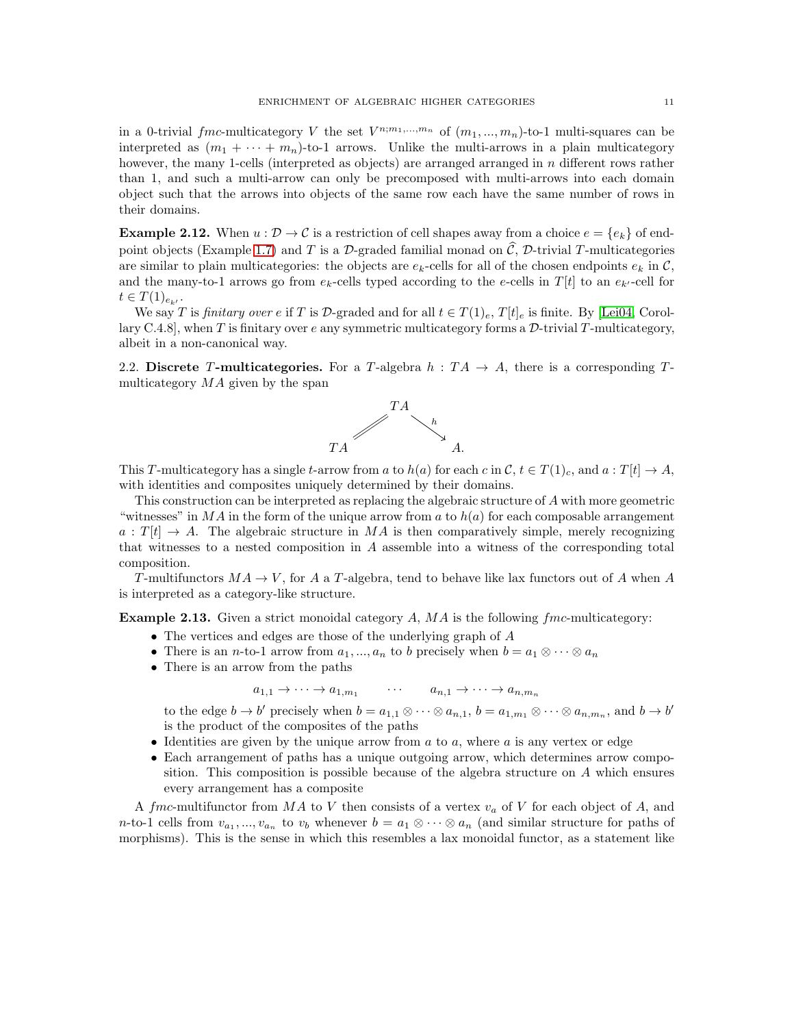in a 0-trivial $fmc$-multicategory $V$ the set $V^{n;m_1,...,m_n}$ of $(m_1,...,m_n)$-to-1 multi-squares can be interpreted as $(m_1 + \cdots + m_n)$-to-1 arrows. Unlike the multi-arrows in a plain multicategory however, the many 1-cells (interpreted as objects) are arranged arranged in $n$ different rows rather than 1, and such a multi-arrow can only be precomposed with multi-arrows into each domain object such that the arrows into objects of the same row each have the same number of rows in their domains.

**Example 2.12.** When $u : \mathcal{D} \to \mathcal{C}$ is a restriction of cell shapes away from a choice $e = \{e_k\}$ of endpoint objects (Example 1.7) and $T$ is a $\mathcal{D}$-graded familial monad on $\widehat{\mathcal{C}}$, $\mathcal{D}$-trivial $T$-multicategories are similar to plain multicategories: the objects are $e_k$-cells for all of the chosen endpoints $e_k$ in $\mathcal{C}$, and the many-to-1 arrows go from $e_k$-cells typed according to the $e$-cells in $T[t]$ to an $e_{k'}$-cell for $t \in T(1)_{e_{k'}}$.

We say $T$ is *finitary over* $e$ if $T$ is $\mathcal{D}$-graded and for all $t \in T(1)_e$, $T[t]_e$ is finite. By [Lei04, Corollary C.4.8], when $T$ is finitary over $e$ any symmetric multicategory forms a $\mathcal{D}$-trivial $T$-multicategory, albeit in a non-canonical way.

2.2. **Discrete $T$-multicategories.** For a $T$-algebra $h : TA \to A$, there is a corresponding $T$-multicategory $MA$ given by the span

$$TA \xleftarrow{\;=\;} TA \xrightarrow{\;h\;} A.$$

This $T$-multicategory has a single $t$-arrow from $a$ to $h(a)$ for each $c$ in $\mathcal{C}$, $t \in T(1)_c$, and $a : T[t] \to A$, with identities and composites uniquely determined by their domains.

This construction can be interpreted as replacing the algebraic structure of $A$ with more geometric "witnesses" in $MA$ in the form of the unique arrow from $a$ to $h(a)$ for each composable arrangement $a : T[t] \to A$. The algebraic structure in $MA$ is then comparatively simple, merely recognizing that witnesses to a nested composition in $A$ assemble into a witness of the corresponding total composition.

$T$-multifunctors $MA \to V$, for $A$ a $T$-algebra, tend to behave like lax functors out of $A$ when $A$ is interpreted as a category-like structure.

**Example 2.13.** Given a strict monoidal category $A$, $MA$ is the following $fmc$-multicategory:

- The vertices and edges are those of the underlying graph of $A$
- There is an $n$-to-1 arrow from $a_1, ..., a_n$ to $b$ precisely when $b = a_1 \otimes \cdots \otimes a_n$
- There is an arrow from the paths
$$a_{1,1} \to \cdots \to a_{1,m_1} \qquad \cdots \qquad a_{n,1} \to \cdots \to a_{n,m_n}$$
to the edge $b \to b'$ precisely when $b = a_{1,1} \otimes \cdots \otimes a_{n,1}$, $b = a_{1,m_1} \otimes \cdots \otimes a_{n,m_n}$, and $b \to b'$ is the product of the composites of the paths
- Identities are given by the unique arrow from $a$ to $a$, where $a$ is any vertex or edge
- Each arrangement of paths has a unique outgoing arrow, which determines arrow composition. This composition is possible because of the algebra structure on $A$ which ensures every arrangement has a composite

A $fmc$-multifunctor from $MA$ to $V$ then consists of a vertex $v_a$ of $V$ for each object of $A$, and $n$-to-1 cells from $v_{a_1}, ..., v_{a_n}$ to $v_b$ whenever $b = a_1 \otimes \cdots \otimes a_n$ (and similar structure for paths of morphisms). This is the sense in which this resembles a lax monoidal functor, as a statement like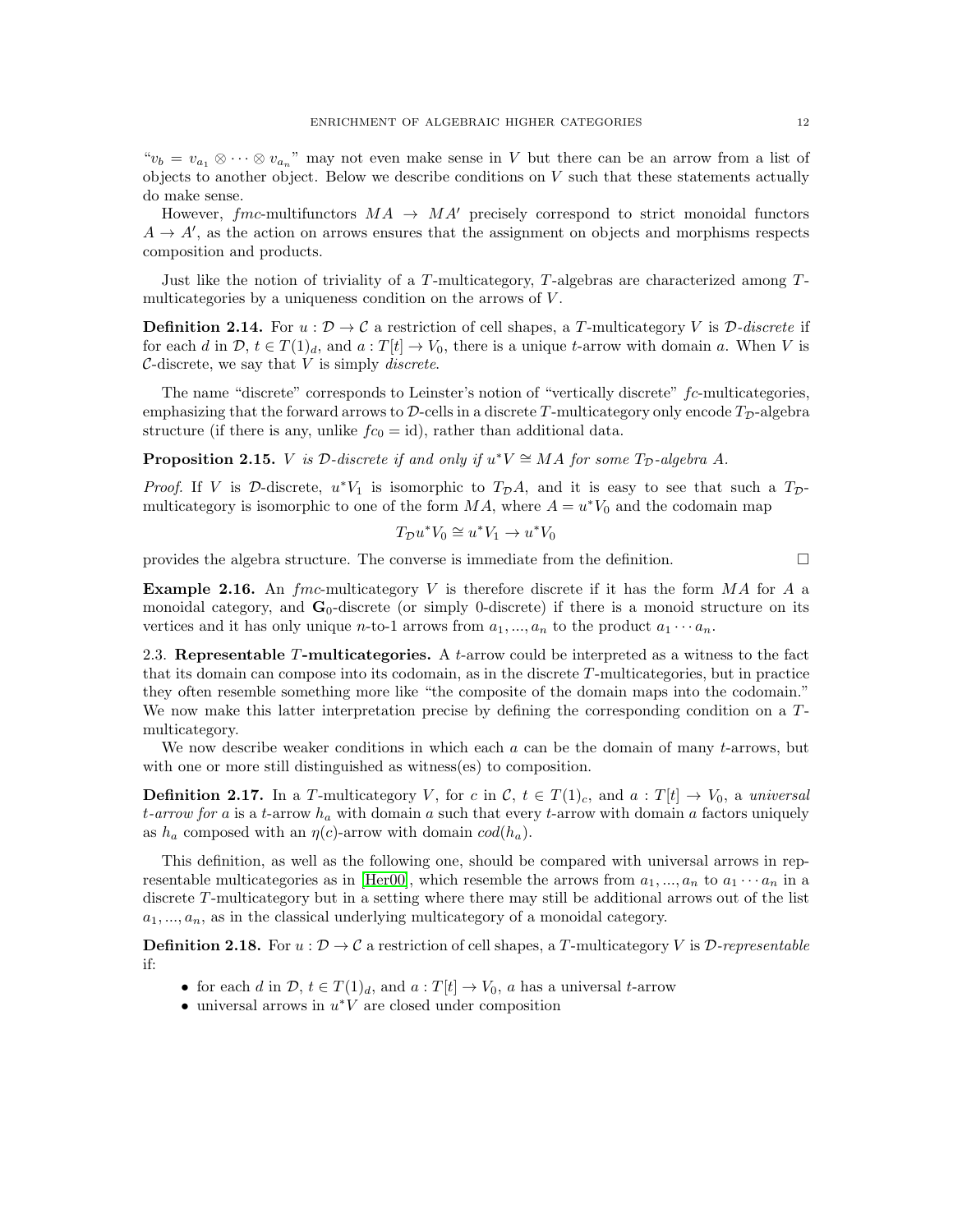"$v_b = v_{a_1} \otimes \cdots \otimes v_{a_n}$" may not even make sense in $V$ but there can be an arrow from a list of objects to another object. Below we describe conditions on $V$ such that these statements actually do make sense.

However, $fmc$-multifunctors $MA \to MA'$ precisely correspond to strict monoidal functors $A \to A'$, as the action on arrows ensures that the assignment on objects and morphisms respects composition and products.

Just like the notion of triviality of a $T$-multicategory, $T$-algebras are characterized among $T$-multicategories by a uniqueness condition on the arrows of $V$.

**Definition 2.14.** For $u : \mathcal{D} \to \mathcal{C}$ a restriction of cell shapes, a $T$-multicategory $V$ is $\mathcal{D}$-*discrete* if for each $d$ in $\mathcal{D}$, $t \in T(1)_d$, and $a : T[t] \to V_0$, there is a unique $t$-arrow with domain $a$. When $V$ is $\mathcal{C}$-discrete, we say that $V$ is simply *discrete*.

The name "discrete" corresponds to Leinster's notion of "vertically discrete" $fc$-multicategories, emphasizing that the forward arrows to $\mathcal{D}$-cells in a discrete $T$-multicategory only encode $T_{\mathcal{D}}$-algebra structure (if there is any, unlike $fc_0 = \text{id}$), rather than additional data.

**Proposition 2.15.** *$V$ is $\mathcal{D}$-discrete if and only if $u^*V \cong MA$ for some $T_{\mathcal{D}}$-algebra $A$.*

*Proof.* If $V$ is $\mathcal{D}$-discrete, $u^*V_1$ is isomorphic to $T_{\mathcal{D}}A$, and it is easy to see that such a $T_{\mathcal{D}}$-multicategory is isomorphic to one of the form $MA$, where $A = u^*V_0$ and the codomain map

$$T_{\mathcal{D}}u^*V_0 \cong u^*V_1 \to u^*V_0$$

provides the algebra structure. The converse is immediate from the definition. □

**Example 2.16.** An $fmc$-multicategory $V$ is therefore discrete if it has the form $MA$ for $A$ a monoidal category, and $\mathbf{G}_0$-discrete (or simply 0-discrete) if there is a monoid structure on its vertices and it has only unique $n$-to-1 arrows from $a_1, ..., a_n$ to the product $a_1 \cdots a_n$.

## 2.3. Representable $T$-multicategories.

A $t$-arrow could be interpreted as a witness to the fact that its domain can compose into its codomain, as in the discrete $T$-multicategories, but in practice they often resemble something more like "the composite of the domain maps into the codomain." We now make this latter interpretation precise by defining the corresponding condition on a $T$-multicategory.

We now describe weaker conditions in which each $a$ can be the domain of many $t$-arrows, but with one or more still distinguished as witness(es) to composition.

**Definition 2.17.** In a $T$-multicategory $V$, for $c$ in $\mathcal{C}$, $t \in T(1)_c$, and $a : T[t] \to V_0$, a *universal $t$-arrow for $a$* is a $t$-arrow $h_a$ with domain $a$ such that every $t$-arrow with domain $a$ factors uniquely as $h_a$ composed with an $\eta(c)$-arrow with domain $cod(h_a)$.

This definition, as well as the following one, should be compared with universal arrows in representable multicategories as in [Her00], which resemble the arrows from $a_1, ..., a_n$ to $a_1 \cdots a_n$ in a discrete $T$-multicategory but in a setting where there may still be additional arrows out of the list $a_1, ..., a_n$, as in the classical underlying multicategory of a monoidal category.

**Definition 2.18.** For $u : \mathcal{D} \to \mathcal{C}$ a restriction of cell shapes, a $T$-multicategory $V$ is $\mathcal{D}$-*representable* if:

- for each $d$ in $\mathcal{D}$, $t \in T(1)_d$, and $a : T[t] \to V_0$, $a$ has a universal $t$-arrow
- universal arrows in $u^*V$ are closed under composition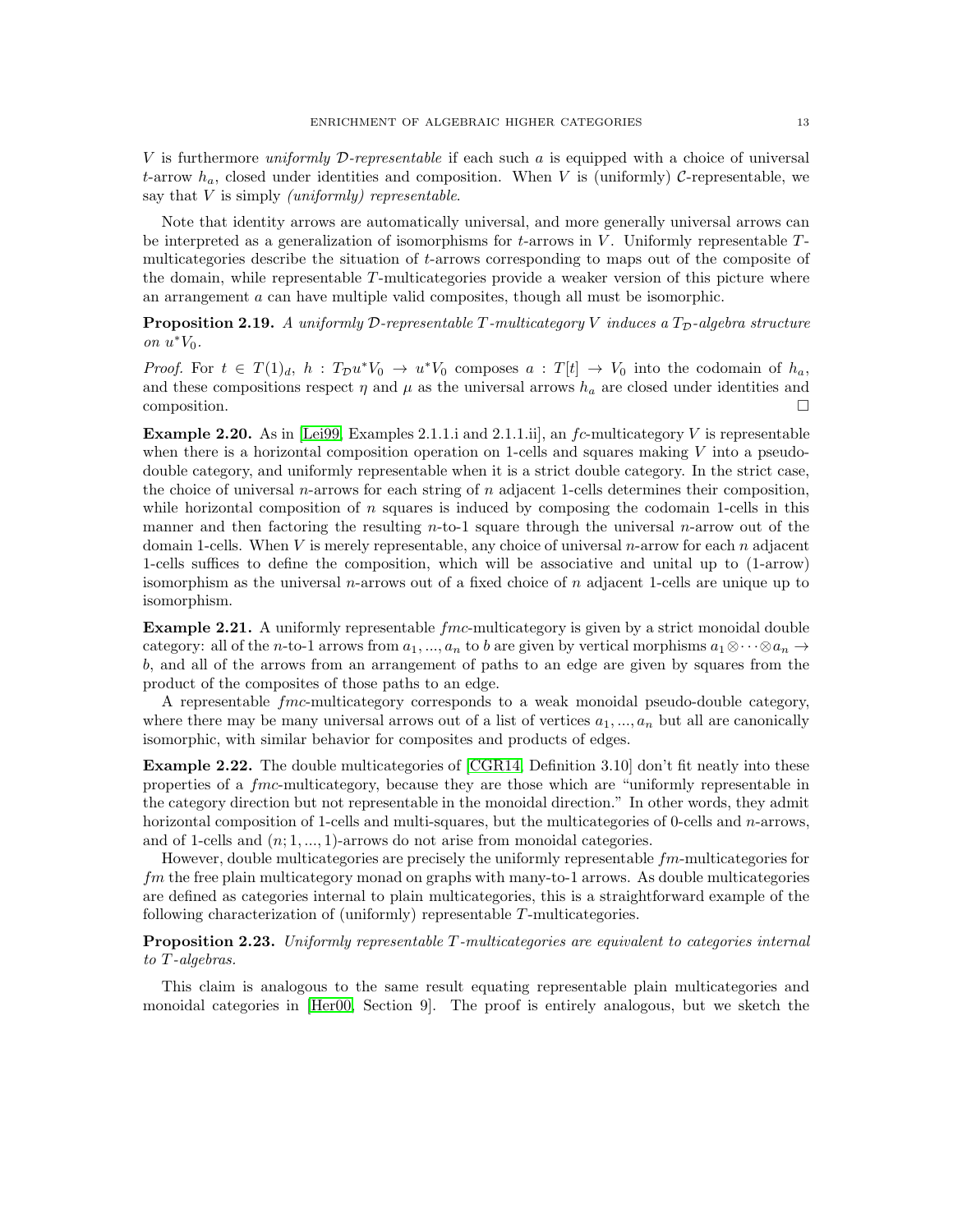$V$ is furthermore *uniformly $\mathcal{D}$-representable* if each such $a$ is equipped with a choice of universal $t$-arrow $h_a$, closed under identities and composition. When $V$ is (uniformly) $\mathcal{C}$-representable, we say that $V$ is simply *(uniformly) representable*.

Note that identity arrows are automatically universal, and more generally universal arrows can be interpreted as a generalization of isomorphisms for $t$-arrows in $V$. Uniformly representable $T$-multicategories describe the situation of $t$-arrows corresponding to maps out of the composite of the domain, while representable $T$-multicategories provide a weaker version of this picture where an arrangement $a$ can have multiple valid composites, though all must be isomorphic.

**Proposition 2.19.** *A uniformly $\mathcal{D}$-representable $T$-multicategory $V$ induces a $T_{\mathcal{D}}$-algebra structure on $u^*V_0$.*

*Proof.* For $t \in T(1)_d$, $h : T_{\mathcal{D}}u^*V_0 \to u^*V_0$ composes $a : T[t] \to V_0$ into the codomain of $h_a$, and these compositions respect $\eta$ and $\mu$ as the universal arrows $h_a$ are closed under identities and composition. $\square$

**Example 2.20.** As in [Lei99, Examples 2.1.1.i and 2.1.1.ii], an $fc$-multicategory $V$ is representable when there is a horizontal composition operation on 1-cells and squares making $V$ into a pseudo-double category, and uniformly representable when it is a strict double category. In the strict case, the choice of universal $n$-arrows for each string of $n$ adjacent 1-cells determines their composition, while horizontal composition of $n$ squares is induced by composing the codomain 1-cells in this manner and then factoring the resulting $n$-to-1 square through the universal $n$-arrow out of the domain 1-cells. When $V$ is merely representable, any choice of universal $n$-arrow for each $n$ adjacent 1-cells suffices to define the composition, which will be associative and unital up to (1-arrow) isomorphism as the universal $n$-arrows out of a fixed choice of $n$ adjacent 1-cells are unique up to isomorphism.

**Example 2.21.** A uniformly representable $fmc$-multicategory is given by a strict monoidal double category: all of the $n$-to-1 arrows from $a_1, ..., a_n$ to $b$ are given by vertical morphisms $a_1 \otimes \cdots \otimes a_n \to b$, and all of the arrows from an arrangement of paths to an edge are given by squares from the product of the composites of those paths to an edge.

A representable $fmc$-multicategory corresponds to a weak monoidal pseudo-double category, where there may be many universal arrows out of a list of vertices $a_1, ..., a_n$ but all are canonically isomorphic, with similar behavior for composites and products of edges.

**Example 2.22.** The double multicategories of [CGR14, Definition 3.10] don't fit neatly into these properties of a $fmc$-multicategory, because they are those which are "uniformly representable in the category direction but not representable in the monoidal direction." In other words, they admit horizontal composition of 1-cells and multi-squares, but the multicategories of 0-cells and $n$-arrows, and of 1-cells and $(n; 1, ..., 1)$-arrows do not arise from monoidal categories.

However, double multicategories are precisely the uniformly representable $fm$-multicategories for $fm$ the free plain multicategory monad on graphs with many-to-1 arrows. As double multicategories are defined as categories internal to plain multicategories, this is a straightforward example of the following characterization of (uniformly) representable $T$-multicategories.

**Proposition 2.23.** *Uniformly representable $T$-multicategories are equivalent to categories internal to $T$-algebras.*

This claim is analogous to the same result equating representable plain multicategories and monoidal categories in [Her00, Section 9]. The proof is entirely analogous, but we sketch the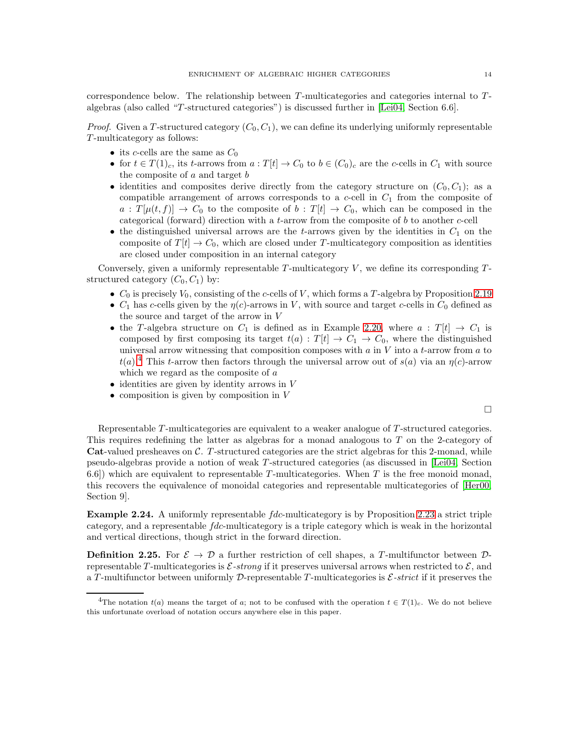correspondence below. The relationship between $T$-multicategories and categories internal to $T$-algebras (also called "$T$-structured categories") is discussed further in [Lei04, Section 6.6].

*Proof.* Given a $T$-structured category $(C_0, C_1)$, we can define its underlying uniformly representable $T$-multicategory as follows:

- its $c$-cells are the same as $C_0$
- for $t \in T(1)_c$, its $t$-arrows from $a : T[t] \to C_0$ to $b \in (C_0)_c$ are the $c$-cells in $C_1$ with source the composite of $a$ and target $b$
- identities and composites derive directly from the category structure on $(C_0, C_1)$; as a compatible arrangement of arrows corresponds to a $c$-cell in $C_1$ from the composite of $a : T[\mu(t, f)] \to C_0$ to the composite of $b : T[t] \to C_0$, which can be composed in the categorical (forward) direction with a $t$-arrow from the composite of $b$ to another $c$-cell
- the distinguished universal arrows are the $t$-arrows given by the identities in $C_1$ on the composite of $T[t] \to C_0$, which are closed under $T$-multicategory composition as identities are closed under composition in an internal category

Conversely, given a uniformly representable $T$-multicategory $V$, we define its corresponding $T$-structured category $(C_0, C_1)$ by:

- $C_0$ is precisely $V_0$, consisting of the $c$-cells of $V$, which forms a $T$-algebra by Proposition 2.19
- $C_1$ has $c$-cells given by the $\eta(c)$-arrows in $V$, with source and target $c$-cells in $C_0$ defined as the source and target of the arrow in $V$
- the $T$-algebra structure on $C_1$ is defined as in Example 2.20, where $a : T[t] \to C_1$ is composed by first composing its target $t(a) : T[t] \to C_1 \to C_0$, where the distinguished universal arrow witnessing that composition composes with $a$ in $V$ into a $t$-arrow from $a$ to $t(a)$.[4] This $t$-arrow then factors through the universal arrow out of $s(a)$ via an $\eta(c)$-arrow which we regard as the composite of $a$
- identities are given by identity arrows in $V$
- composition is given by composition in $V$

□

Representable $T$-multicategories are equivalent to a weaker analogue of $T$-structured categories. This requires redefining the latter as algebras for a monad analogous to $T$ on the 2-category of **Cat**-valued presheaves on $\mathcal{C}$. $T$-structured categories are the strict algebras for this 2-monad, while pseudo-algebras provide a notion of weak $T$-structured categories (as discussed in [Lei04, Section 6.6]) which are equivalent to representable $T$-multicategories. When $T$ is the free monoid monad, this recovers the equivalence of monoidal categories and representable multicategories of [Her00, Section 9].

**Example 2.24.** A uniformly representable *fdc*-multicategory is by Proposition 2.23 a strict triple category, and a representable *fdc*-multicategory is a triple category which is weak in the horizontal and vertical directions, though strict in the forward direction.

**Definition 2.25.** For $\mathcal{E} \to \mathcal{D}$ a further restriction of cell shapes, a $T$-multifunctor between $\mathcal{D}$-representable $T$-multicategories is *$\mathcal{E}$-strong* if it preserves universal arrows when restricted to $\mathcal{E}$, and a $T$-multifunctor between uniformly $\mathcal{D}$-representable $T$-multicategories is *$\mathcal{E}$-strict* if it preserves the

[4] The notation $t(a)$ means the target of $a$; not to be confused with the operation $t \in T(1)_c$. We do not believe this unfortunate overload of notation occurs anywhere else in this paper.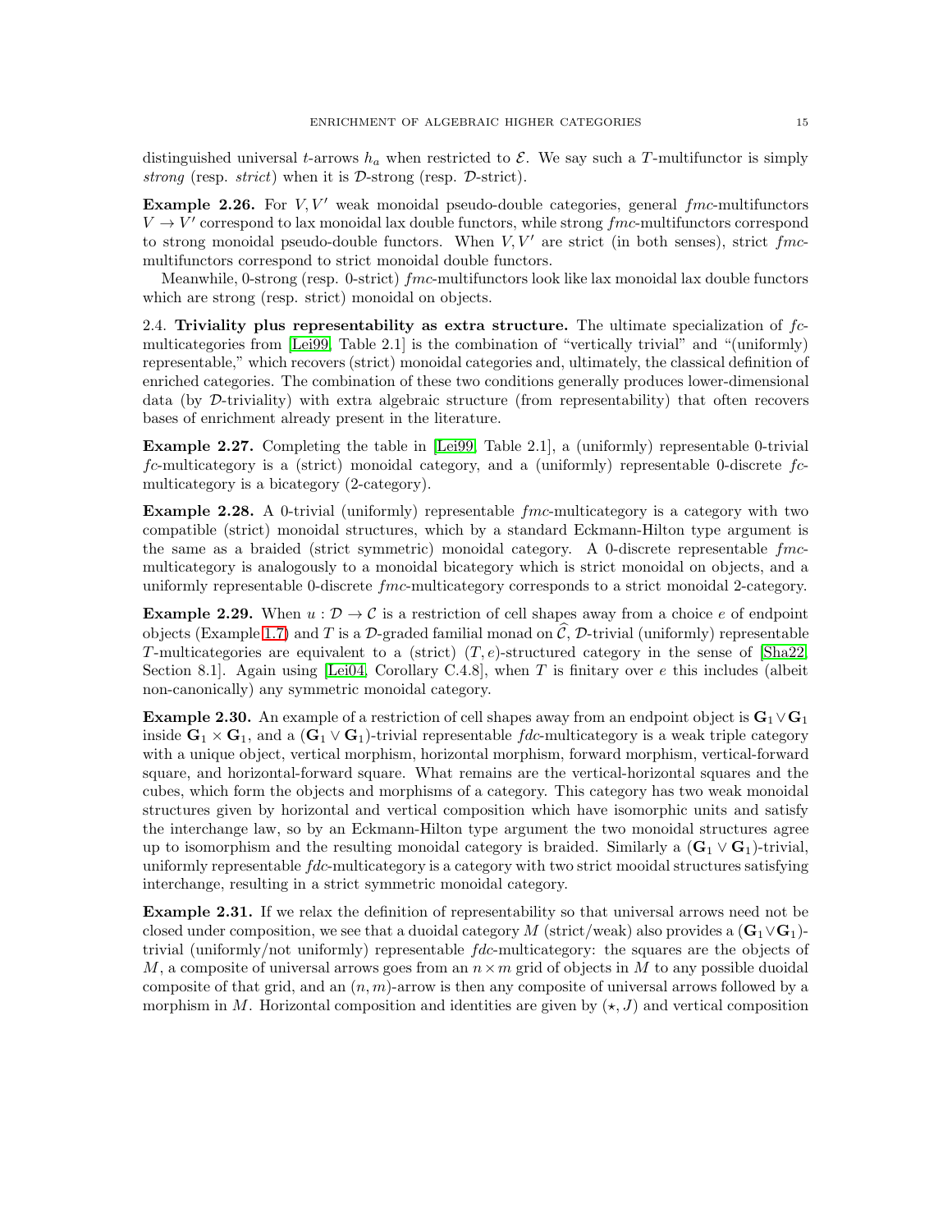distinguished universal $t$-arrows $h_a$ when restricted to $\mathcal{E}$. We say such a $T$-multifunctor is simply *strong* (resp. *strict*) when it is $\mathcal{D}$-strong (resp. $\mathcal{D}$-strict).

**Example 2.26.** For $V, V'$ weak monoidal pseudo-double categories, general $fmc$-multifunctors $V \to V'$ correspond to lax monoidal lax double functors, while strong $fmc$-multifunctors correspond to strong monoidal pseudo-double functors. When $V, V'$ are strict (in both senses), strict $fmc$-multifunctors correspond to strict monoidal double functors.

Meanwhile, 0-strong (resp. 0-strict) $fmc$-multifunctors look like lax monoidal lax double functors which are strong (resp. strict) monoidal on objects.

## 2.4. Triviality plus representability as extra structure.

The ultimate specialization of $fc$-multicategories from [Lei99, Table 2.1] is the combination of "vertically trivial" and "(uniformly) representable," which recovers (strict) monoidal categories and, ultimately, the classical definition of enriched categories. The combination of these two conditions generally produces lower-dimensional data (by $\mathcal{D}$-triviality) with extra algebraic structure (from representability) that often recovers bases of enrichment already present in the literature.

**Example 2.27.** Completing the table in [Lei99, Table 2.1], a (uniformly) representable 0-trivial $fc$-multicategory is a (strict) monoidal category, and a (uniformly) representable 0-discrete $fc$-multicategory is a bicategory (2-category).

**Example 2.28.** A 0-trivial (uniformly) representable $fmc$-multicategory is a category with two compatible (strict) monoidal structures, which by a standard Eckmann-Hilton type argument is the same as a braided (strict symmetric) monoidal category. A 0-discrete representable $fmc$-multicategory is analogously to a monoidal bicategory which is strict monoidal on objects, and a uniformly representable 0-discrete $fmc$-multicategory corresponds to a strict monoidal 2-category.

**Example 2.29.** When $u : \mathcal{D} \to \mathcal{C}$ is a restriction of cell shapes away from a choice $e$ of endpoint objects (Example 1.7) and $T$ is a $\mathcal{D}$-graded familial monad on $\widehat{\mathcal{C}}$, $\mathcal{D}$-trivial (uniformly) representable $T$-multicategories are equivalent to a (strict) $(T, e)$-structured category in the sense of [Sha22, Section 8.1]. Again using [Lei04, Corollary C.4.8], when $T$ is finitary over $e$ this includes (albeit non-canonically) any symmetric monoidal category.

**Example 2.30.** An example of a restriction of cell shapes away from an endpoint object is $\mathbf{G}_1 \vee \mathbf{G}_1$ inside $\mathbf{G}_1 \times \mathbf{G}_1$, and a $(\mathbf{G}_1 \vee \mathbf{G}_1)$-trivial representable $fdc$-multicategory is a weak triple category with a unique object, vertical morphism, horizontal morphism, forward morphism, vertical-forward square, and horizontal-forward square. What remains are the vertical-horizontal squares and the cubes, which form the objects and morphisms of a category. This category has two weak monoidal structures given by horizontal and vertical composition which have isomorphic units and satisfy the interchange law, so by an Eckmann-Hilton type argument the two monoidal structures agree up to isomorphism and the resulting monoidal category is braided. Similarly a $(\mathbf{G}_1 \vee \mathbf{G}_1)$-trivial, uniformly representable $fdc$-multicategory is a category with two strict mooidal structures satisfying interchange, resulting in a strict symmetric monoidal category.

**Example 2.31.** If we relax the definition of representability so that universal arrows need not be closed under composition, we see that a duoidal category $M$ (strict/weak) also provides a $(\mathbf{G}_1 \vee \mathbf{G}_1)$-trivial (uniformly/not uniformly) representable $fdc$-multicategory: the squares are the objects of $M$, a composite of universal arrows goes from an $n \times m$ grid of objects in $M$ to any possible duoidal composite of that grid, and an $(n, m)$-arrow is then any composite of universal arrows followed by a morphism in $M$. Horizontal composition and identities are given by $(\star, J)$ and vertical composition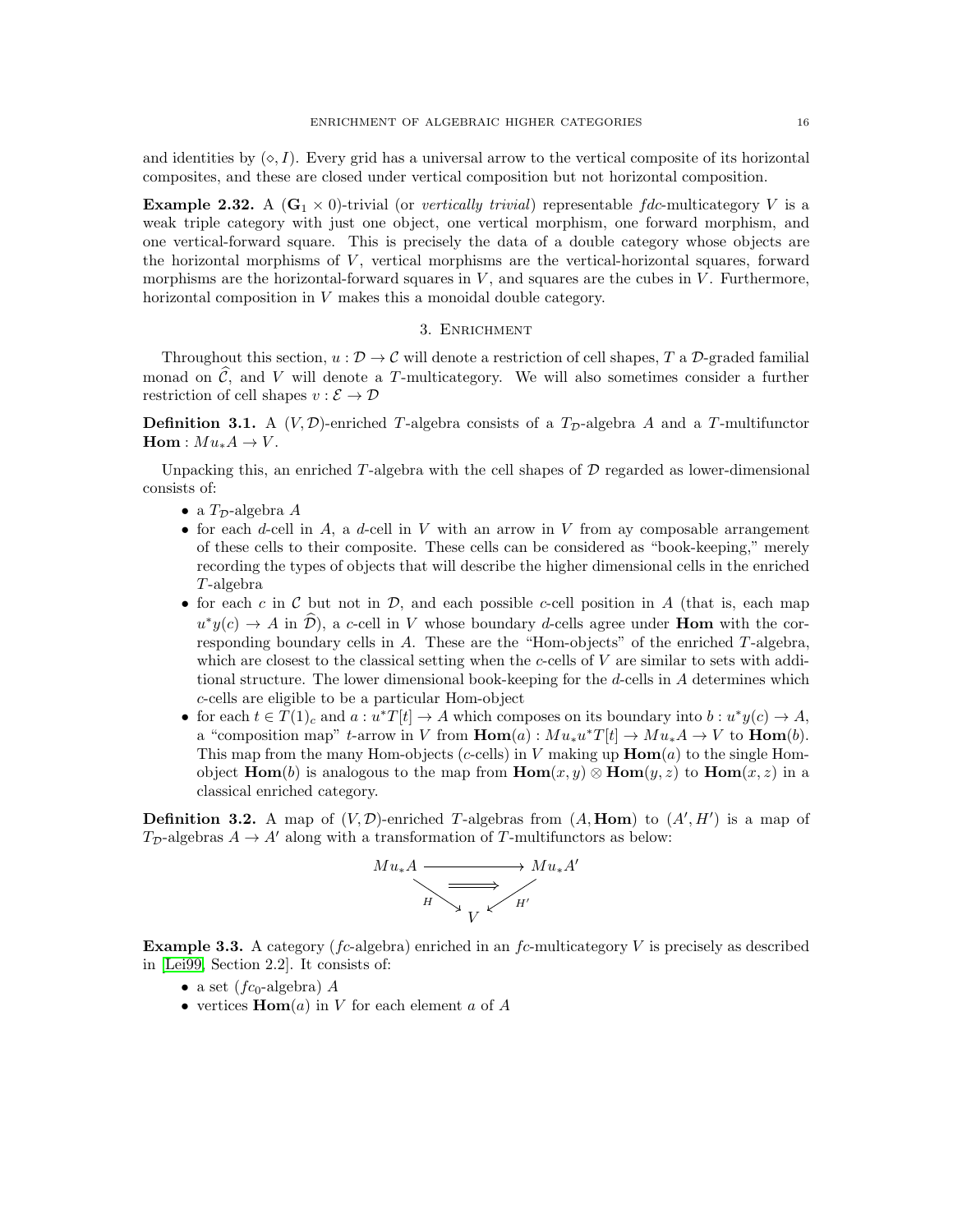and identities by $(\diamond, I)$. Every grid has a universal arrow to the vertical composite of its horizontal composites, and these are closed under vertical composition but not horizontal composition.

**Example 2.32.** A $(\mathbf{G}_1 \times 0)$-trivial (or *vertically trivial*) representable $fdc$-multicategory $V$ is a weak triple category with just one object, one vertical morphism, one forward morphism, and one vertical-forward square. This is precisely the data of a double category whose objects are the horizontal morphisms of $V$, vertical morphisms are the vertical-horizontal squares, forward morphisms are the horizontal-forward squares in $V$, and squares are the cubes in $V$. Furthermore, horizontal composition in $V$ makes this a monoidal double category.

## 3. Enrichment

Throughout this section, $u : \mathcal{D} \to \mathcal{C}$ will denote a restriction of cell shapes, $T$ a $\mathcal{D}$-graded familial monad on $\widehat{\mathcal{C}}$, and $V$ will denote a $T$-multicategory. We will also sometimes consider a further restriction of cell shapes $v : \mathcal{E} \to \mathcal{D}$

**Definition 3.1.** A $(V, \mathcal{D})$-enriched $T$-algebra consists of a $T_{\mathcal{D}}$-algebra $A$ and a $T$-multifunctor $\mathbf{Hom} : Mu_*A \to V$.

Unpacking this, an enriched $T$-algebra with the cell shapes of $\mathcal{D}$ regarded as lower-dimensional consists of:

- a $T_{\mathcal{D}}$-algebra $A$
- for each $d$-cell in $A$, a $d$-cell in $V$ with an arrow in $V$ from ay composable arrangement of these cells to their composite. These cells can be considered as "book-keeping," merely recording the types of objects that will describe the higher dimensional cells in the enriched $T$-algebra
- for each $c$ in $\mathcal{C}$ but not in $\mathcal{D}$, and each possible $c$-cell position in $A$ (that is, each map $u^*y(c) \to A$ in $\widehat{\mathcal{D}}$), a $c$-cell in $V$ whose boundary $d$-cells agree under $\mathbf{Hom}$ with the corresponding boundary cells in $A$. These are the "Hom-objects" of the enriched $T$-algebra, which are closest to the classical setting when the $c$-cells of $V$ are similar to sets with additional structure. The lower dimensional book-keeping for the $d$-cells in $A$ determines which $c$-cells are eligible to be a particular Hom-object
- for each $t \in T(1)_c$ and $a : u^*T[t] \to A$ which composes on its boundary into $b : u^*y(c) \to A$, a "composition map" $t$-arrow in $V$ from $\mathbf{Hom}(a) : Mu_*u^*T[t] \to Mu_*A \to V$ to $\mathbf{Hom}(b)$. This map from the many Hom-objects ($c$-cells) in $V$ making up $\mathbf{Hom}(a)$ to the single Hom-object $\mathbf{Hom}(b)$ is analogous to the map from $\mathbf{Hom}(x, y) \otimes \mathbf{Hom}(y, z)$ to $\mathbf{Hom}(x, z)$ in a classical enriched category.

**Definition 3.2.** A map of $(V, \mathcal{D})$-enriched $T$-algebras from $(A, \mathbf{Hom})$ to $(A', H')$ is a map of $T_{\mathcal{D}}$-algebras $A \to A'$ along with a transformation of $T$-multifunctors as below:

$$
\begin{array}{ccc}
Mu_*A & \longrightarrow & Mu_*A' \\
 & \Longrightarrow & \\
{\scriptstyle H} \searrow & & \swarrow {\scriptstyle H'} \\
 & V &
\end{array}
$$

**Example 3.3.** A category ($fc$-algebra) enriched in an $fc$-multicategory $V$ is precisely as described in [Lei99, Section 2.2]. It consists of:

- a set ($fc_0$-algebra) $A$
- vertices $\mathbf{Hom}(a)$ in $V$ for each element $a$ of $A$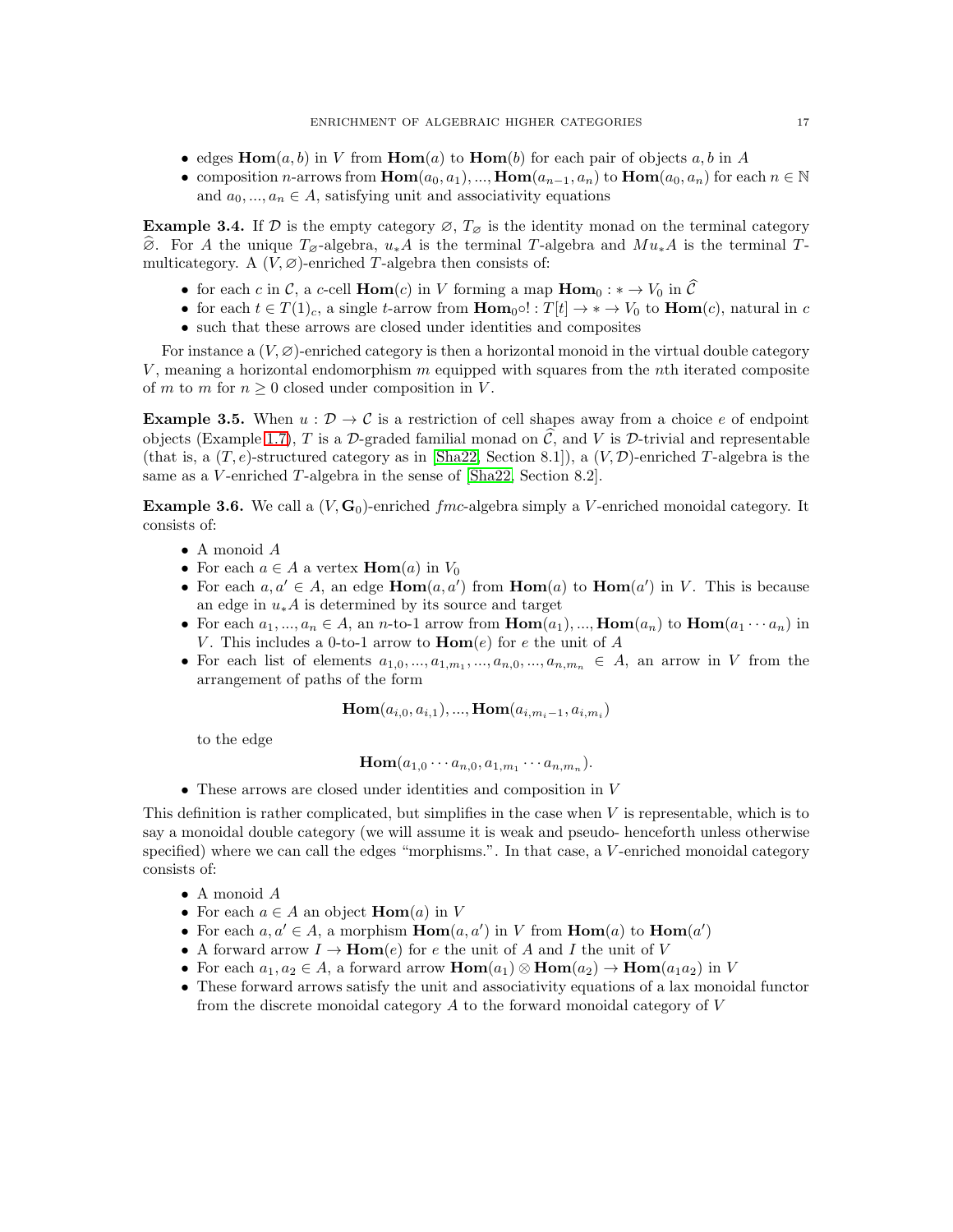- edges $\mathbf{Hom}(a,b)$ in $V$ from $\mathbf{Hom}(a)$ to $\mathbf{Hom}(b)$ for each pair of objects $a,b$ in $A$
- composition $n$-arrows from $\mathbf{Hom}(a_0,a_1),...,\mathbf{Hom}(a_{n-1},a_n)$ to $\mathbf{Hom}(a_0,a_n)$ for each $n \in \mathbb{N}$ and $a_0,...,a_n \in A$, satisfying unit and associativity equations

**Example 3.4.** If $\mathcal{D}$ is the empty category $\varnothing$, $T_\varnothing$ is the identity monad on the terminal category $\widehat{\varnothing}$. For $A$ the unique $T_\varnothing$-algebra, $u_*A$ is the terminal $T$-algebra and $Mu_*A$ is the terminal $T$-multicategory. A $(V,\varnothing)$-enriched $T$-algebra then consists of:

- for each $c$ in $\mathcal{C}$, a $c$-cell $\mathbf{Hom}(c)$ in $V$ forming a map $\mathbf{Hom}_0 : * \to V_0$ in $\widehat{\mathcal{C}}$
- for each $t \in T(1)_c$, a single $t$-arrow from $\mathbf{Hom}_0 \circ ! : T[t] \to * \to V_0$ to $\mathbf{Hom}(c)$, natural in $c$
- such that these arrows are closed under identities and composites

For instance a $(V,\varnothing)$-enriched category is then a horizontal monoid in the virtual double category $V$, meaning a horizontal endomorphism $m$ equipped with squares from the $n$th iterated composite of $m$ to $m$ for $n \geq 0$ closed under composition in $V$.

**Example 3.5.** When $u : \mathcal{D} \to \mathcal{C}$ is a restriction of cell shapes away from a choice $e$ of endpoint objects (Example 1.7), $T$ is a $\mathcal{D}$-graded familial monad on $\widehat{\mathcal{C}}$, and $V$ is $\mathcal{D}$-trivial and representable (that is, a $(T,e)$-structured category as in [Sha22, Section 8.1]), a $(V,\mathcal{D})$-enriched $T$-algebra is the same as a $V$-enriched $T$-algebra in the sense of [Sha22, Section 8.2].

**Example 3.6.** We call a $(V,\mathbf{G}_0)$-enriched $fmc$-algebra simply a $V$-enriched monoidal category. It consists of:

- A monoid $A$
- For each $a \in A$ a vertex $\mathbf{Hom}(a)$ in $V_0$
- For each $a,a' \in A$, an edge $\mathbf{Hom}(a,a')$ from $\mathbf{Hom}(a)$ to $\mathbf{Hom}(a')$ in $V$. This is because an edge in $u_*A$ is determined by its source and target
- For each $a_1,...,a_n \in A$, an $n$-to-1 arrow from $\mathbf{Hom}(a_1),...,\mathbf{Hom}(a_n)$ to $\mathbf{Hom}(a_1 \cdots a_n)$ in $V$. This includes a 0-to-1 arrow to $\mathbf{Hom}(e)$ for $e$ the unit of $A$
- For each list of elements $a_{1,0},...,a_{1,m_1},...,a_{n,0},...,a_{n,m_n} \in A$, an arrow in $V$ from the arrangement of paths of the form

$$\mathbf{Hom}(a_{i,0},a_{i,1}),...,\mathbf{Hom}(a_{i,m_i-1},a_{i,m_i})$$

to the edge

$$\mathbf{Hom}(a_{1,0}\cdots a_{n,0}, a_{1,m_1}\cdots a_{n,m_n}).$$

- These arrows are closed under identities and composition in $V$

This definition is rather complicated, but simplifies in the case when $V$ is representable, which is to say a monoidal double category (we will assume it is weak and pseudo- henceforth unless otherwise specified) where we can call the edges "morphisms.". In that case, a $V$-enriched monoidal category consists of:

- A monoid $A$
- For each $a \in A$ an object $\mathbf{Hom}(a)$ in $V$
- For each $a,a' \in A$, a morphism $\mathbf{Hom}(a,a')$ in $V$ from $\mathbf{Hom}(a)$ to $\mathbf{Hom}(a')$
- A forward arrow $I \to \mathbf{Hom}(e)$ for $e$ the unit of $A$ and $I$ the unit of $V$
- For each $a_1,a_2 \in A$, a forward arrow $\mathbf{Hom}(a_1) \otimes \mathbf{Hom}(a_2) \to \mathbf{Hom}(a_1a_2)$ in $V$
- These forward arrows satisfy the unit and associativity equations of a lax monoidal functor from the discrete monoidal category $A$ to the forward monoidal category of $V$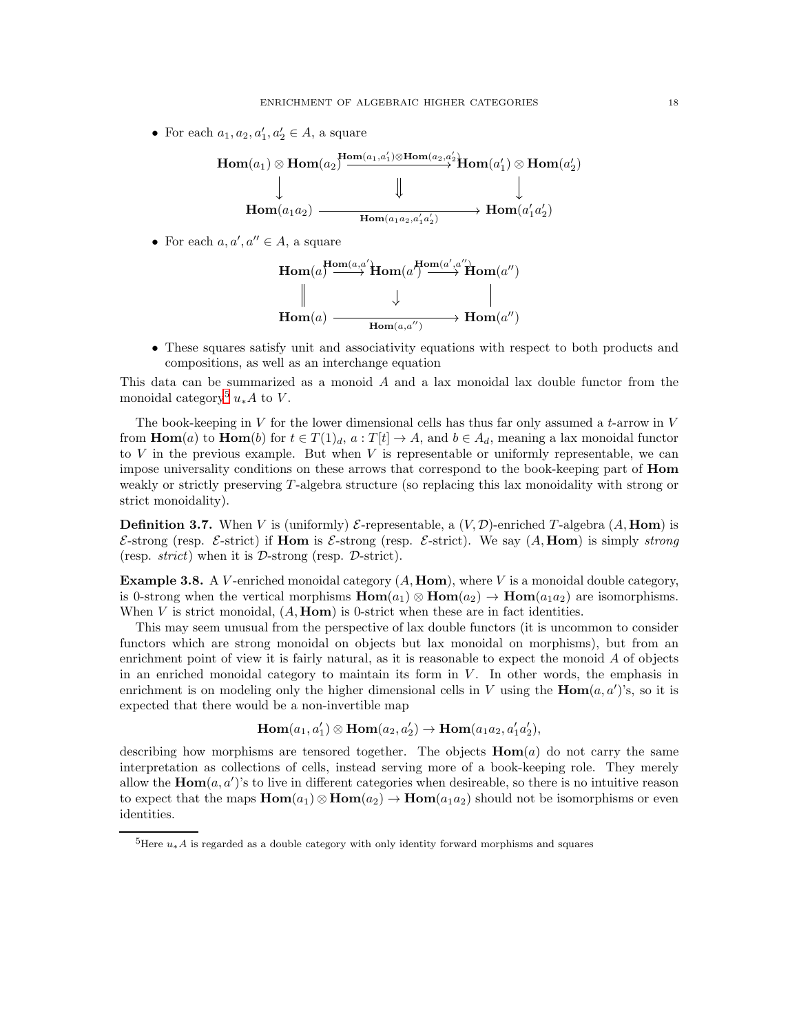- For each $a_1, a_2, a_1', a_2' \in A$, a square

$$\begin{array}{ccc}
\mathbf{Hom}(a_1) \otimes \mathbf{Hom}(a_2) & \xrightarrow{\mathbf{Hom}(a_1,a_1') \otimes \mathbf{Hom}(a_2,a_2')} & \mathbf{Hom}(a_1') \otimes \mathbf{Hom}(a_2') \\
\downarrow & \Downarrow & \downarrow \\
\mathbf{Hom}(a_1 a_2) & \xrightarrow[\mathbf{Hom}(a_1 a_2, a_1' a_2')]{} & \mathbf{Hom}(a_1' a_2')
\end{array}$$

- For each $a, a', a'' \in A$, a square

$$\begin{array}{ccccc}
\mathbf{Hom}(a) & \xrightarrow{\mathbf{Hom}(a,a')} & \mathbf{Hom}(a') & \xrightarrow{\mathbf{Hom}(a',a'')} & \mathbf{Hom}(a'') \\
\| & & \downarrow & & | \\
\mathbf{Hom}(a) & & \xrightarrow[\mathbf{Hom}(a,a'')]{} & & \mathbf{Hom}(a'')
\end{array}$$

- These squares satisfy unit and associativity equations with respect to both products and compositions, as well as an interchange equation

This data can be summarized as a monoid $A$ and a lax monoidal lax double functor from the monoidal category[5] $u_*A$ to $V$.

The book-keeping in $V$ for the lower dimensional cells has thus far only assumed a $t$-arrow in $V$ from $\mathbf{Hom}(a)$ to $\mathbf{Hom}(b)$ for $t \in T(1)_d$, $a : T[t] \to A$, and $b \in A_d$, meaning a lax monoidal functor to $V$ in the previous example. But when $V$ is representable or uniformly representable, we can impose universality conditions on these arrows that correspond to the book-keeping part of $\mathbf{Hom}$ weakly or strictly preserving $T$-algebra structure (so replacing this lax monoidality with strong or strict monoidality).

**Definition 3.7.** When $V$ is (uniformly) $\mathcal{E}$-representable, a $(V, \mathcal{D})$-enriched $T$-algebra $(A, \mathbf{Hom})$ is $\mathcal{E}$-strong (resp. $\mathcal{E}$-strict) if $\mathbf{Hom}$ is $\mathcal{E}$-strong (resp. $\mathcal{E}$-strict). We say $(A, \mathbf{Hom})$ is simply *strong* (resp. *strict*) when it is $\mathcal{D}$-strong (resp. $\mathcal{D}$-strict).

**Example 3.8.** A $V$-enriched monoidal category $(A, \mathbf{Hom})$, where $V$ is a monoidal double category, is 0-strong when the vertical morphisms $\mathbf{Hom}(a_1) \otimes \mathbf{Hom}(a_2) \to \mathbf{Hom}(a_1 a_2)$ are isomorphisms. When $V$ is strict monoidal, $(A, \mathbf{Hom})$ is 0-strict when these are in fact identities.

This may seem unusual from the perspective of lax double functors (it is uncommon to consider functors which are strong monoidal on objects but lax monoidal on morphisms), but from an enrichment point of view it is fairly natural, as it is reasonable to expect the monoid $A$ of objects in an enriched monoidal category to maintain its form in $V$. In other words, the emphasis in enrichment is on modeling only the higher dimensional cells in $V$ using the $\mathbf{Hom}(a, a')$'s, so it is expected that there would be a non-invertible map

$$\mathbf{Hom}(a_1, a_1') \otimes \mathbf{Hom}(a_2, a_2') \to \mathbf{Hom}(a_1 a_2, a_1' a_2'),$$

describing how morphisms are tensored together. The objects $\mathbf{Hom}(a)$ do not carry the same interpretation as collections of cells, instead serving more of a book-keeping role. They merely allow the $\mathbf{Hom}(a, a')$'s to live in different categories when desireable, so there is no intuitive reason to expect that the maps $\mathbf{Hom}(a_1) \otimes \mathbf{Hom}(a_2) \to \mathbf{Hom}(a_1 a_2)$ should not be isomorphisms or even identities.

[5] Here $u_*A$ is regarded as a double category with only identity forward morphisms and squares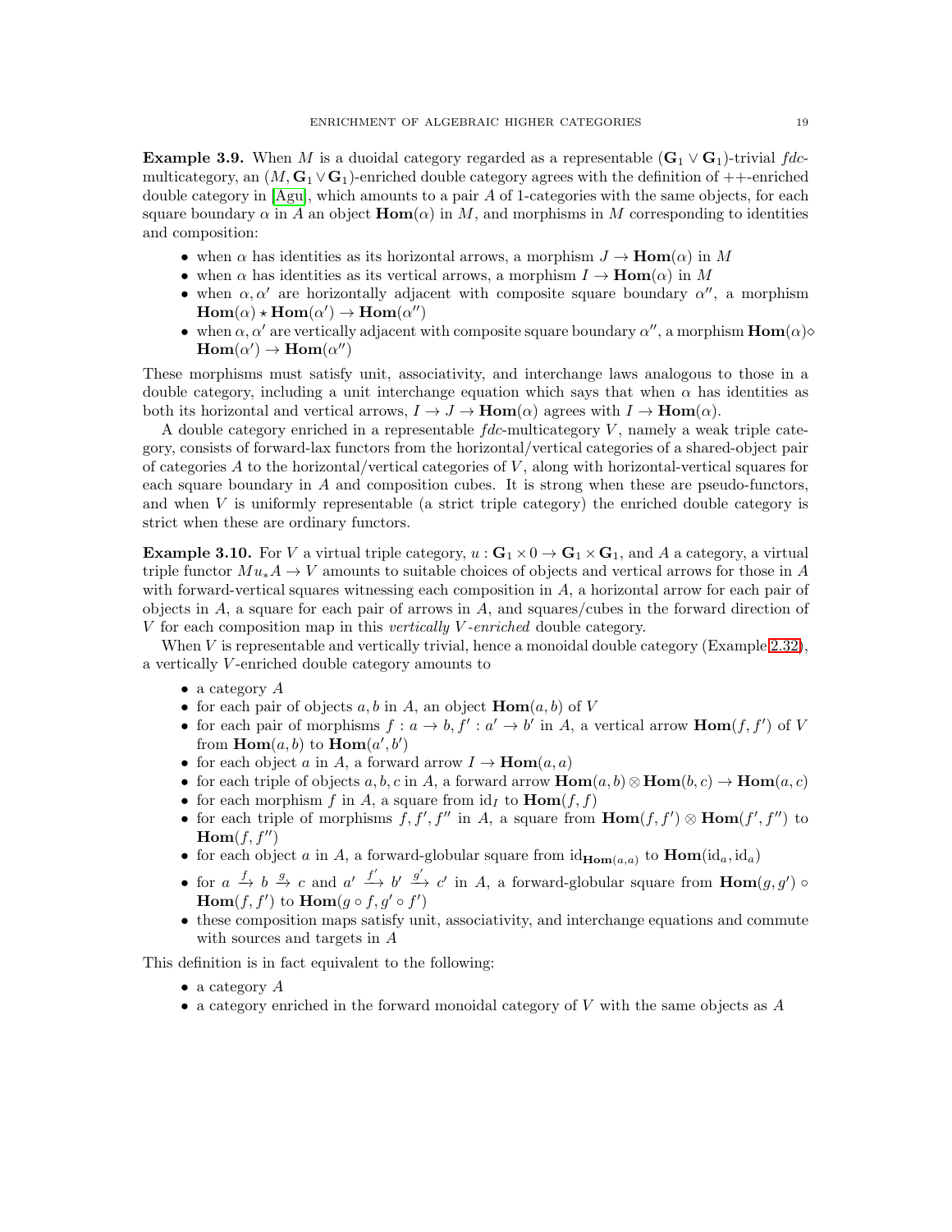**Example 3.9.** When $M$ is a duoidal category regarded as a representable $(\mathbf{G}_1 \vee \mathbf{G}_1)$-trivial *fdc*-multicategory, an $(M, \mathbf{G}_1 \vee \mathbf{G}_1)$-enriched double category agrees with the definition of $++$-enriched double category in [Agu], which amounts to a pair $A$ of 1-categories with the same objects, for each square boundary $\alpha$ in $A$ an object $\mathbf{Hom}(\alpha)$ in $M$, and morphisms in $M$ corresponding to identities and composition:

- when $\alpha$ has identities as its horizontal arrows, a morphism $J \to \mathbf{Hom}(\alpha)$ in $M$
- when $\alpha$ has identities as its vertical arrows, a morphism $I \to \mathbf{Hom}(\alpha)$ in $M$
- when $\alpha, \alpha'$ are horizontally adjacent with composite square boundary $\alpha''$, a morphism $\mathbf{Hom}(\alpha) \star \mathbf{Hom}(\alpha') \to \mathbf{Hom}(\alpha'')$
- when $\alpha, \alpha'$ are vertically adjacent with composite square boundary $\alpha''$, a morphism $\mathbf{Hom}(\alpha) \diamond \mathbf{Hom}(\alpha') \to \mathbf{Hom}(\alpha'')$

These morphisms must satisfy unit, associativity, and interchange laws analogous to those in a double category, including a unit interchange equation which says that when $\alpha$ has identities as both its horizontal and vertical arrows, $I \to J \to \mathbf{Hom}(\alpha)$ agrees with $I \to \mathbf{Hom}(\alpha)$.

A double category enriched in a representable *fdc*-multicategory $V$, namely a weak triple category, consists of forward-lax functors from the horizontal/vertical categories of a shared-object pair of categories $A$ to the horizontal/vertical categories of $V$, along with horizontal-vertical squares for each square boundary in $A$ and composition cubes. It is strong when these are pseudo-functors, and when $V$ is uniformly representable (a strict triple category) the enriched double category is strict when these are ordinary functors.

**Example 3.10.** For $V$ a virtual triple category, $u : \mathbf{G}_1 \times 0 \to \mathbf{G}_1 \times \mathbf{G}_1$, and $A$ a category, a virtual triple functor $Mu_* A \to V$ amounts to suitable choices of objects and vertical arrows for those in $A$ with forward-vertical squares witnessing each composition in $A$, a horizontal arrow for each pair of objects in $A$, a square for each pair of arrows in $A$, and squares/cubes in the forward direction of $V$ for each composition map in this *vertically $V$-enriched* double category.

When $V$ is representable and vertically trivial, hence a monoidal double category (Example 2.32), a vertically $V$-enriched double category amounts to

- a category $A$
- for each pair of objects $a, b$ in $A$, an object $\mathbf{Hom}(a, b)$ of $V$
- for each pair of morphisms $f : a \to b, f' : a' \to b'$ in $A$, a vertical arrow $\mathbf{Hom}(f, f')$ of $V$ from $\mathbf{Hom}(a, b)$ to $\mathbf{Hom}(a', b')$
- for each object $a$ in $A$, a forward arrow $I \to \mathbf{Hom}(a, a)$
- for each triple of objects $a, b, c$ in $A$, a forward arrow $\mathbf{Hom}(a, b) \otimes \mathbf{Hom}(b, c) \to \mathbf{Hom}(a, c)$
- for each morphism $f$ in $A$, a square from $\mathrm{id}_I$ to $\mathbf{Hom}(f, f)$
- for each triple of morphisms $f, f', f''$ in $A$, a square from $\mathbf{Hom}(f, f') \otimes \mathbf{Hom}(f', f'')$ to $\mathbf{Hom}(f, f'')$
- for each object $a$ in $A$, a forward-globular square from $\mathrm{id}_{\mathbf{Hom}(a,a)}$ to $\mathbf{Hom}(\mathrm{id}_a, \mathrm{id}_a)$
- for $a \xrightarrow{f} b \xrightarrow{g} c$ and $a' \xrightarrow{f'} b' \xrightarrow{g'} c'$ in $A$, a forward-globular square from $\mathbf{Hom}(g, g') \circ \mathbf{Hom}(f, f')$ to $\mathbf{Hom}(g \circ f, g' \circ f')$
- these composition maps satisfy unit, associativity, and interchange equations and commute with sources and targets in $A$

This definition is in fact equivalent to the following:

- a category $A$
- a category enriched in the forward monoidal category of $V$ with the same objects as $A$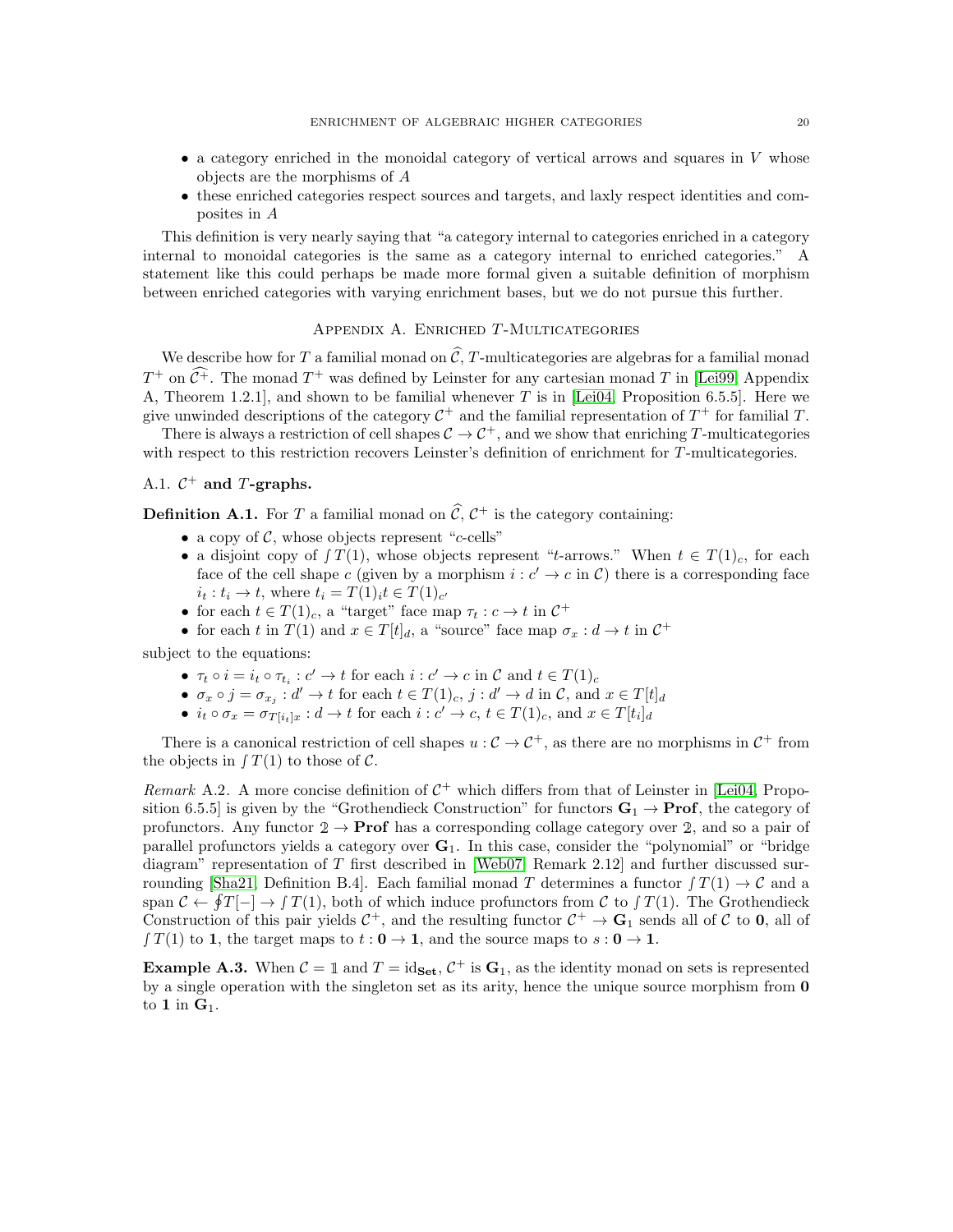- a category enriched in the monoidal category of vertical arrows and squares in $V$ whose objects are the morphisms of $A$
- these enriched categories respect sources and targets, and laxly respect identities and composites in $A$

This definition is very nearly saying that "a category internal to categories enriched in a category internal to monoidal categories is the same as a category internal to enriched categories." A statement like this could perhaps be made more formal given a suitable definition of morphism between enriched categories with varying enrichment bases, but we do not pursue this further.

## Appendix A. Enriched $T$-Multicategories

We describe how for $T$ a familial monad on $\widehat{\mathcal{C}}$, $T$-multicategories are algebras for a familial monad $T^+$ on $\widehat{\mathcal{C}^+}$. The monad $T^+$ was defined by Leinster for any cartesian monad $T$ in [Lei99, Appendix A, Theorem 1.2.1], and shown to be familial whenever $T$ is in [Lei04, Proposition 6.5.5]. Here we give unwinded descriptions of the category $\mathcal{C}^+$ and the familial representation of $T^+$ for familial $T$.

There is always a restriction of cell shapes $\mathcal{C} \to \mathcal{C}^+$, and we show that enriching $T$-multicategories with respect to this restriction recovers Leinster's definition of enrichment for $T$-multicategories.

### A.1. $\mathcal{C}^+$ and $T$-graphs.

**Definition A.1.** For $T$ a familial monad on $\widehat{\mathcal{C}}$, $\mathcal{C}^+$ is the category containing:

- a copy of $\mathcal{C}$, whose objects represent "$c$-cells"
- a disjoint copy of $\int T(1)$, whose objects represent "$t$-arrows." When $t \in T(1)_c$, for each face of the cell shape $c$ (given by a morphism $i : c' \to c$ in $\mathcal{C}$) there is a corresponding face $i_t : t_i \to t$, where $t_i = T(1)_i t \in T(1)_{c'}$
- for each $t \in T(1)_c$, a "target" face map $\tau_t : c \to t$ in $\mathcal{C}^+$
- for each $t$ in $T(1)$ and $x \in T[t]_d$, a "source" face map $\sigma_x : d \to t$ in $\mathcal{C}^+$

subject to the equations:

- $\tau_t \circ i = i_t \circ \tau_{t_i} : c' \to t$ for each $i : c' \to c$ in $\mathcal{C}$ and $t \in T(1)_c$
- $\sigma_x \circ j = \sigma_{x_j} : d' \to t$ for each $t \in T(1)_c$, $j : d' \to d$ in $\mathcal{C}$, and $x \in T[t]_d$
- $i_t \circ \sigma_x = \sigma_{T[i_t]x} : d \to t$ for each $i : c' \to c$, $t \in T(1)_c$, and $x \in T[t_i]_d$

There is a canonical restriction of cell shapes $u : \mathcal{C} \to \mathcal{C}^+$, as there are no morphisms in $\mathcal{C}^+$ from the objects in $\int T(1)$ to those of $\mathcal{C}$.

*Remark* A.2. A more concise definition of $\mathcal{C}^+$ which differs from that of Leinster in [Lei04, Proposition 6.5.5] is given by the "Grothendieck Construction" for functors $\mathbf{G}_1 \to \mathbf{Prof}$, the category of profunctors. Any functor $\mathbb{2} \to \mathbf{Prof}$ has a corresponding collage category over $\mathbb{2}$, and so a pair of parallel profunctors yields a category over $\mathbf{G}_1$. In this case, consider the "polynomial" or "bridge diagram" representation of $T$ first described in [Web07, Remark 2.12] and further discussed surrounding [Sha21, Definition B.4]. Each familial monad $T$ determines a functor $\int T(1) \to \mathcal{C}$ and a span $\mathcal{C} \leftarrow \oint T[-] \to \int T(1)$, both of which induce profunctors from $\mathcal{C}$ to $\int T(1)$. The Grothendieck Construction of this pair yields $\mathcal{C}^+$, and the resulting functor $\mathcal{C}^+ \to \mathbf{G}_1$ sends all of $\mathcal{C}$ to $\mathbf{0}$, all of $\int T(1)$ to $\mathbf{1}$, the target maps to $t : \mathbf{0} \to \mathbf{1}$, and the source maps to $s : \mathbf{0} \to \mathbf{1}$.

**Example A.3.** When $\mathcal{C} = \mathbb{1}$ and $T = \mathrm{id}_{\mathbf{Set}}$, $\mathcal{C}^+$ is $\mathbf{G}_1$, as the identity monad on sets is represented by a single operation with the singleton set as its arity, hence the unique source morphism from $\mathbf{0}$ to $\mathbf{1}$ in $\mathbf{G}_1$.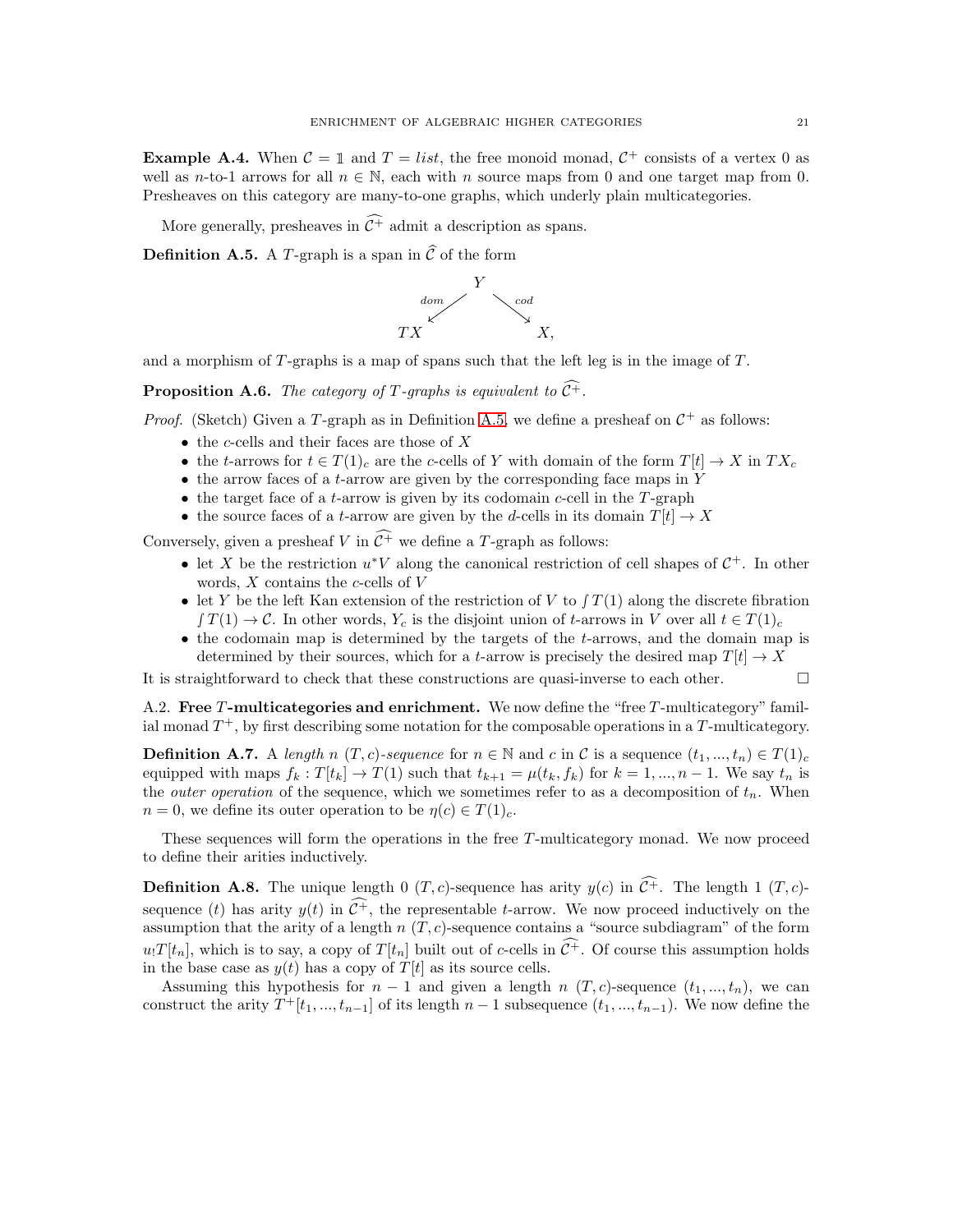**Example A.4.** When $\mathcal{C} = \mathbb{1}$ and $T = list$, the free monoid monad, $\mathcal{C}^+$ consists of a vertex 0 as well as $n$-to-1 arrows for all $n \in \mathbb{N}$, each with $n$ source maps from 0 and one target map from 0. Presheaves on this category are many-to-one graphs, which underly plain multicategories.

More generally, presheaves in $\widehat{\mathcal{C}^+}$ admit a description as spans.

**Definition A.5.** A $T$-graph is a span in $\widehat{\mathcal{C}}$ of the form

$$TX \xleftarrow{dom} Y \xrightarrow{cod} X,$$

and a morphism of $T$-graphs is a map of spans such that the left leg is in the image of $T$.

**Proposition A.6.** *The category of $T$-graphs is equivalent to $\widehat{\mathcal{C}^+}$.*

*Proof.* (Sketch) Given a $T$-graph as in Definition A.5, we define a presheaf on $\mathcal{C}^+$ as follows:

- the $c$-cells and their faces are those of $X$
- the $t$-arrows for $t \in T(1)_c$ are the $c$-cells of $Y$ with domain of the form $T[t] \to X$ in $TX_c$
- the arrow faces of a $t$-arrow are given by the corresponding face maps in $Y$
- the target face of a $t$-arrow is given by its codomain $c$-cell in the $T$-graph
- the source faces of a $t$-arrow are given by the $d$-cells in its domain $T[t] \to X$

Conversely, given a presheaf $V$ in $\widehat{\mathcal{C}^+}$ we define a $T$-graph as follows:

- let $X$ be the restriction $u^*V$ along the canonical restriction of cell shapes of $\mathcal{C}^+$. In other words, $X$ contains the $c$-cells of $V$
- let $Y$ be the left Kan extension of the restriction of $V$ to $\int T(1)$ along the discrete fibration $\int T(1) \to \mathcal{C}$. In other words, $Y_c$ is the disjoint union of $t$-arrows in $V$ over all $t \in T(1)_c$
- the codomain map is determined by the targets of the $t$-arrows, and the domain map is determined by their sources, which for a $t$-arrow is precisely the desired map $T[t] \to X$

It is straightforward to check that these constructions are quasi-inverse to each other. □

A.2. **Free $T$-multicategories and enrichment.** We now define the "free $T$-multicategory" familial monad $T^+$, by first describing some notation for the composable operations in a $T$-multicategory.

**Definition A.7.** A *length $n$ $(T, c)$-sequence* for $n \in \mathbb{N}$ and $c$ in $\mathcal{C}$ is a sequence $(t_1, ..., t_n) \in T(1)_c$ equipped with maps $f_k : T[t_k] \to T(1)$ such that $t_{k+1} = \mu(t_k, f_k)$ for $k = 1, ..., n-1$. We say $t_n$ is the *outer operation* of the sequence, which we sometimes refer to as a decomposition of $t_n$. When $n = 0$, we define its outer operation to be $\eta(c) \in T(1)_c$.

These sequences will form the operations in the free $T$-multicategory monad. We now proceed to define their arities inductively.

**Definition A.8.** The unique length 0 $(T, c)$-sequence has arity $y(c)$ in $\widehat{\mathcal{C}^+}$. The length 1 $(T, c)$-sequence $(t)$ has arity $y(t)$ in $\widehat{\mathcal{C}^+}$, the representable $t$-arrow. We now proceed inductively on the assumption that the arity of a length $n$ $(T, c)$-sequence contains a "source subdiagram" of the form $u_!T[t_n]$, which is to say, a copy of $T[t_n]$ built out of $c$-cells in $\widehat{\mathcal{C}^+}$. Of course this assumption holds in the base case as $y(t)$ has a copy of $T[t]$ as its source cells.

Assuming this hypothesis for $n-1$ and given a length $n$ $(T, c)$-sequence $(t_1, ..., t_n)$, we can construct the arity $T^+[t_1, ..., t_{n-1}]$ of its length $n-1$ subsequence $(t_1, ..., t_{n-1})$. We now define the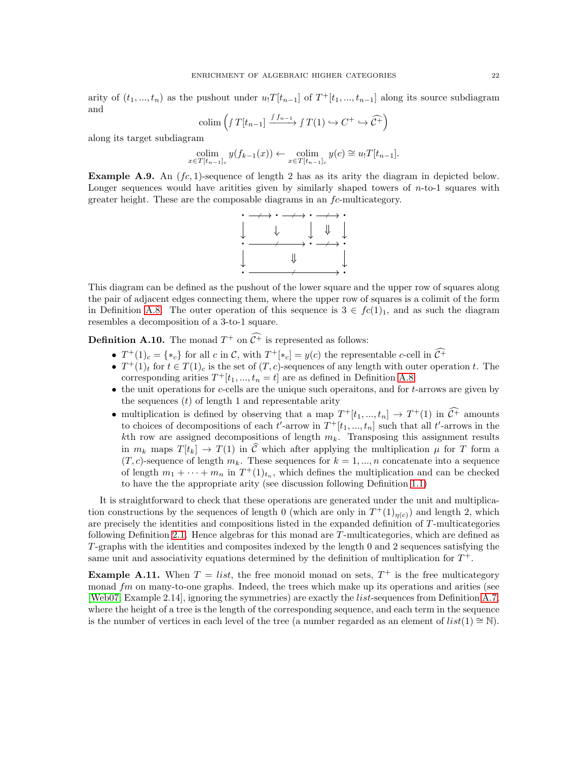arity of $(t_1, ..., t_n)$ as the pushout under $u_! T[t_{n-1}]$ of $T^+[t_1, ..., t_{n-1}]$ along its source subdiagram and

$$\operatorname{colim}\left(\textstyle\int T[t_{n-1}] \xrightarrow{\int f_{n-1}} \int T(1) \hookrightarrow C^+ \hookrightarrow \widehat{\mathcal{C}^+}\right)$$

along its target subdiagram

$$\operatorname*{colim}_{x \in T[t_{n-1}]_c} y(f_{k-1}(x)) \leftarrow \operatorname*{colim}_{x \in T[t_{n-1}]_c} y(c) \cong u_! T[t_{n-1}].$$

**Example A.9.** An $(fc, 1)$-sequence of length 2 has as its arity the diagram in depicted below. Longer sequences would have aritities given by similarly shaped towers of $n$-to-1 squares with greater height. These are the composable diagrams in an $fc$-multicategory.

$$\begin{array}{ccccccc}
\bullet & \xrightarrow{\quad\not\quad} & \bullet & \xrightarrow{\quad\not\quad} & \bullet & \xrightarrow{\quad\not\quad} & \bullet \\
\big\downarrow & & \downarrow & & \big\downarrow & \Downarrow & \big\downarrow \\
\bullet & & \xrightarrow{\qquad\qquad\not\qquad\qquad} & & \bullet & \xrightarrow{\quad\not\quad} & \bullet \\
\big\downarrow & & & \Downarrow & & & \big\downarrow \\
\bullet & & & \xrightarrow{\qquad\qquad\qquad\not\qquad\qquad\qquad} & & & \bullet
\end{array}$$

This diagram can be defined as the pushout of the lower square and the upper row of squares along the pair of adjacent edges connecting them, where the upper row of squares is a colimit of the form in Definition A.8. The outer operation of this sequence is $3 \in fc(1)_1$, and as such the diagram resembles a decomposition of a 3-to-1 square.

**Definition A.10.** The monad $T^+$ on $\widehat{\mathcal{C}^+}$ is represented as follows:

- $T^+(1)_c = \{*_c\}$ for all $c$ in $\mathcal{C}$, with $T^+[*_c] = y(c)$ the representable $c$-cell in $\widehat{\mathcal{C}^+}$
- $T^+(1)_t$ for $t \in T(1)_c$ is the set of $(T, c)$-sequences of any length with outer operation $t$. The corresponding arities $T^+[t_1, ..., t_n = t]$ are as defined in Definition A.8
- the unit operations for $c$-cells are the unique such operaitons, and for $t$-arrows are given by the sequences $(t)$ of length 1 and representable arity
- multiplication is defined by observing that a map $T^+[t_1, ..., t_n] \to T^+(1)$ in $\widehat{\mathcal{C}^+}$ amounts to choices of decompositions of each $t'$-arrow in $T^+[t_1, ..., t_n]$ such that all $t'$-arrows in the $k$th row are assigned decompositions of length $m_k$. Transposing this assignment results in $m_k$ maps $T[t_k] \to T(1)$ in $\widehat{\mathcal{C}}$ which after applying the multiplication $\mu$ for $T$ form a $(T, c)$-sequence of length $m_k$. These sequences for $k = 1, ..., n$ concatenate into a sequence of length $m_1 + \cdots + m_n$ in $T^+(1)_{t_n}$, which defines the multiplication and can be checked to have the the appropriate arity (see discussion following Definition 1.1)

It is straightforward to check that these operations are generated under the unit and multiplication constructions by the sequences of length 0 (which are only in $T^+(1)_{\eta(c)}$) and length 2, which are precisely the identities and compositions listed in the expanded definition of $T$-multicategories following Definition 2.1. Hence algebras for this monad are $T$-multicategories, which are defined as $T$-graphs with the identities and composites indexed by the length 0 and 2 sequences satisfying the same unit and associativity equations determined by the definition of multiplication for $T^+$.

**Example A.11.** When $T = list$, the free monoid monad on sets, $T^+$ is the free multicategory monad $fm$ on many-to-one graphs. Indeed, the trees which make up its operations and arities (see [Web07, Example 2.14], ignoring the symmetries) are exactly the $list$-sequences from Definition A.7, where the height of a tree is the length of the corresponding sequence, and each term in the sequence is the number of vertices in each level of the tree (a number regarded as an element of $list(1) \cong \mathbb{N}$).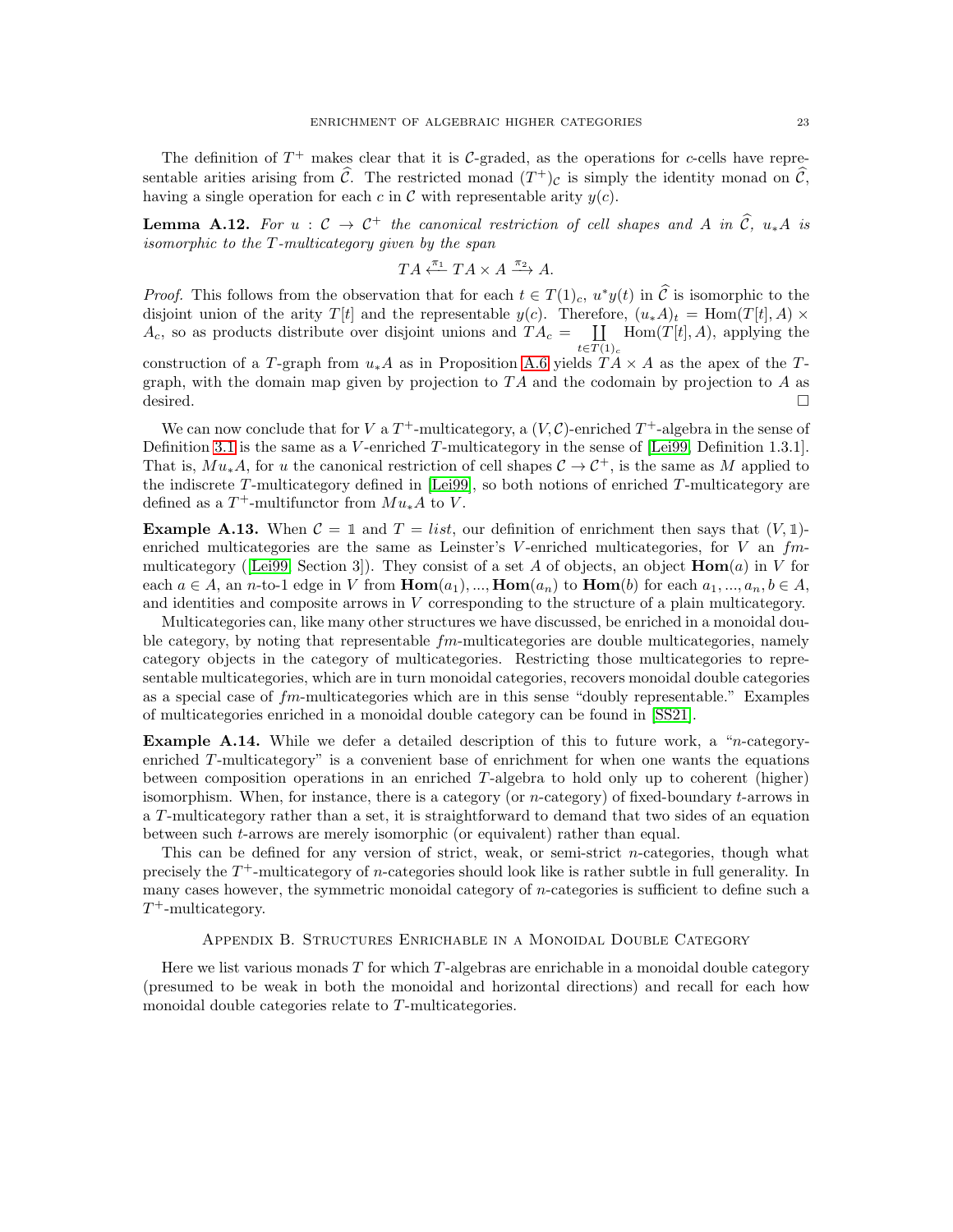The definition of $T^+$ makes clear that it is $\mathcal{C}$-graded, as the operations for $c$-cells have representable arities arising from $\widehat{\mathcal{C}}$. The restricted monad $(T^+)_{\mathcal{C}}$ is simply the identity monad on $\widehat{\mathcal{C}}$, having a single operation for each $c$ in $\mathcal{C}$ with representable arity $y(c)$.

**Lemma A.12.** *For $u : \mathcal{C} \to \mathcal{C}^+$ the canonical restriction of cell shapes and $A$ in $\widehat{\mathcal{C}}$, $u_*A$ is isomorphic to the $T$-multicategory given by the span*

$$TA \xleftarrow{\pi_1} TA \times A \xrightarrow{\pi_2} A.$$

*Proof.* This follows from the observation that for each $t \in T(1)_c$, $u^*y(t)$ in $\widehat{\mathcal{C}}$ is isomorphic to the disjoint union of the arity $T[t]$ and the representable $y(c)$. Therefore, $(u_*A)_t = \mathrm{Hom}(T[t], A) \times A_c$, so as products distribute over disjoint unions and $TA_c = \coprod_{t \in T(1)_c} \mathrm{Hom}(T[t], A)$, applying the construction of a $T$-graph from $u_*A$ as in Proposition A.6 yields $TA \times A$ as the apex of the $T$-graph, with the domain map given by projection to $TA$ and the codomain by projection to $A$ as desired. □

We can now conclude that for $V$ a $T^+$-multicategory, a $(V, \mathcal{C})$-enriched $T^+$-algebra in the sense of Definition 3.1 is the same as a $V$-enriched $T$-multicategory in the sense of [Lei99, Definition 1.3.1]. That is, $Mu_*A$, for $u$ the canonical restriction of cell shapes $\mathcal{C} \to \mathcal{C}^+$, is the same as $M$ applied to the indiscrete $T$-multicategory defined in [Lei99], so both notions of enriched $T$-multicategory are defined as a $T^+$-multifunctor from $Mu_*A$ to $V$.

**Example A.13.** When $\mathcal{C} = \mathbb{1}$ and $T = list$, our definition of enrichment then says that $(V, \mathbb{1})$-enriched multicategories are the same as Leinster's $V$-enriched multicategories, for $V$ an $fm$-multicategory ([Lei99, Section 3]). They consist of a set $A$ of objects, an object $\mathbf{Hom}(a)$ in $V$ for each $a \in A$, an $n$-to-1 edge in $V$ from $\mathbf{Hom}(a_1), ..., \mathbf{Hom}(a_n)$ to $\mathbf{Hom}(b)$ for each $a_1, ..., a_n, b \in A$, and identities and composite arrows in $V$ corresponding to the structure of a plain multicategory.

Multicategories can, like many other structures we have discussed, be enriched in a monoidal double category, by noting that representable $fm$-multicategories are double multicategories, namely category objects in the category of multicategories. Restricting those multicategories to representable multicategories, which are in turn monoidal categories, recovers monoidal double categories as a special case of $fm$-multicategories which are in this sense "doubly representable." Examples of multicategories enriched in a monoidal double category can be found in [SS21].

**Example A.14.** While we defer a detailed description of this to future work, a "$n$-category-enriched $T$-multicategory" is a convenient base of enrichment for when one wants the equations between composition operations in an enriched $T$-algebra to hold only up to coherent (higher) isomorphism. When, for instance, there is a category (or $n$-category) of fixed-boundary $t$-arrows in a $T$-multicategory rather than a set, it is straightforward to demand that two sides of an equation between such $t$-arrows are merely isomorphic (or equivalent) rather than equal.

This can be defined for any version of strict, weak, or semi-strict $n$-categories, though what precisely the $T^+$-multicategory of $n$-categories should look like is rather subtle in full generality. In many cases however, the symmetric monoidal category of $n$-categories is sufficient to define such a $T^+$-multicategory.

## Appendix B. Structures Enrichable in a Monoidal Double Category

Here we list various monads $T$ for which $T$-algebras are enrichable in a monoidal double category (presumed to be weak in both the monoidal and horizontal directions) and recall for each how monoidal double categories relate to $T$-multicategories.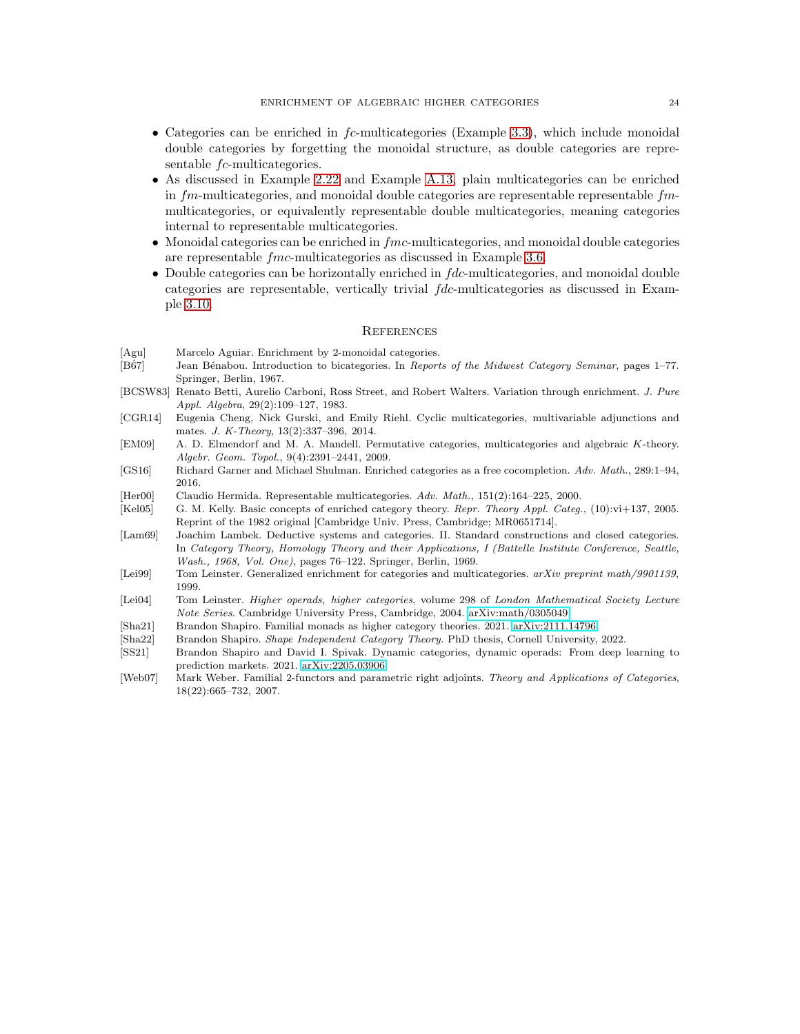- Categories can be enriched in $fc$-multicategories (Example 3.3), which include monoidal double categories by forgetting the monoidal structure, as double categories are representable $fc$-multicategories.
- As discussed in Example 2.22 and Example A.13, plain multicategories can be enriched in $fm$-multicategories, and monoidal double categories are representable representable $fm$-multicategories, or equivalently representable double multicategories, meaning categories internal to representable multicategories.
- Monoidal categories can be enriched in $fmc$-multicategories, and monoidal double categories are representable $fmc$-multicategories as discussed in Example 3.6.
- Double categories can be horizontally enriched in $fdc$-multicategories, and monoidal double categories are representable, vertically trivial $fdc$-multicategories as discussed in Example 3.10.

## References

[Agu] Marcelo Aguiar. Enrichment by 2-monoidal categories.

[B67́] Jean Bénabou. Introduction to bicategories. In *Reports of the Midwest Category Seminar*, pages 1–77. Springer, Berlin, 1967.

[BCSW83] Renato Betti, Aurelio Carboni, Ross Street, and Robert Walters. Variation through enrichment. *J. Pure Appl. Algebra*, 29(2):109–127, 1983.

[CGR14] Eugenia Cheng, Nick Gurski, and Emily Riehl. Cyclic multicategories, multivariable adjunctions and mates. *J. K-Theory*, 13(2):337–396, 2014.

[EM09] A. D. Elmendorf and M. A. Mandell. Permutative categories, multicategories and algebraic $K$-theory. *Algebr. Geom. Topol.*, 9(4):2391–2441, 2009.

[GS16] Richard Garner and Michael Shulman. Enriched categories as a free cocompletion. *Adv. Math.*, 289:1–94, 2016.

[Her00] Claudio Hermida. Representable multicategories. *Adv. Math.*, 151(2):164–225, 2000.

[Kel05] G. M. Kelly. Basic concepts of enriched category theory. *Repr. Theory Appl. Categ.*, (10):vi+137, 2005. Reprint of the 1982 original [Cambridge Univ. Press, Cambridge; MR0651714].

[Lam69] Joachim Lambek. Deductive systems and categories. II. Standard constructions and closed categories. In *Category Theory, Homology Theory and their Applications, I (Battelle Institute Conference, Seattle, Wash., 1968, Vol. One)*, pages 76–122. Springer, Berlin, 1969.

[Lei99] Tom Leinster. Generalized enrichment for categories and multicategories. *arXiv preprint math/9901139*, 1999.

[Lei04] Tom Leinster. *Higher operads, higher categories*, volume 298 of *London Mathematical Society Lecture Note Series*. Cambridge University Press, Cambridge, 2004. arXiv:math/0305049.

[Sha21] Brandon Shapiro. Familial monads as higher category theories. 2021. arXiv:2111.14796.

[Sha22] Brandon Shapiro. *Shape Independent Category Theory*. PhD thesis, Cornell University, 2022.

[SS21] Brandon Shapiro and David I. Spivak. Dynamic categories, dynamic operads: From deep learning to prediction markets. 2021. arXiv:2205.03906.

[Web07] Mark Weber. Familial 2-functors and parametric right adjoints. *Theory and Applications of Categories*, 18(22):665–732, 2007.